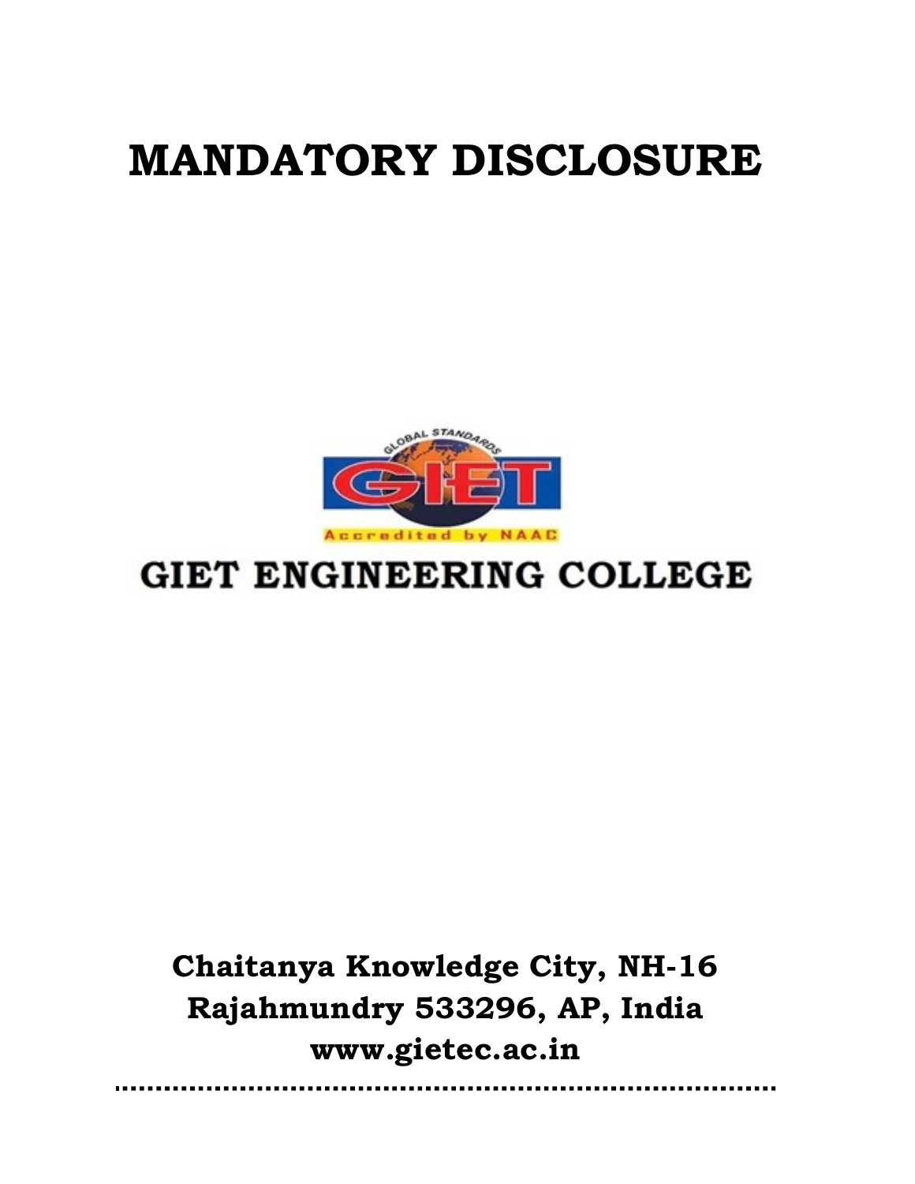# MANDATORY DISCLOSURE

GLOBAL STANDARDS

GIET

Accredited by NAAC

## GIET ENGINEERING COLLEGE

**Chaitanya Knowledge City, NH-16**
**Rajahmundry 533296, AP, India**
**www.gietec.ac.in**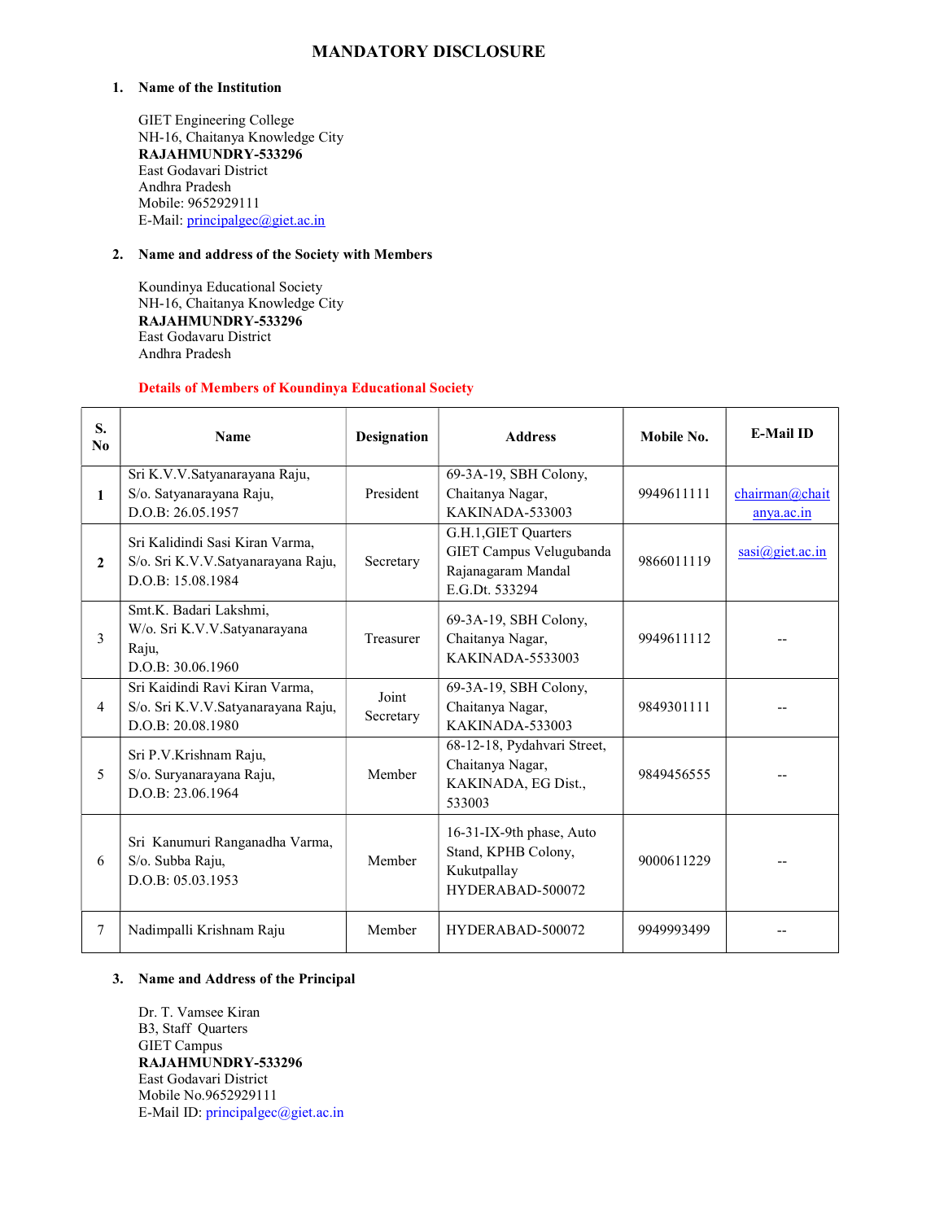# MANDATORY DISCLOSURE

1. **Name of the Institution**

   GIET Engineering College
   NH-16, Chaitanya Knowledge City
   **RAJAHMUNDRY-533296**
   East Godavari District
   Andhra Pradesh
   Mobile: 9652929111
   E-Mail: principalgec@giet.ac.in

2. **Name and address of the Society with Members**

   Koundinya Educational Society
   NH-16, Chaitanya Knowledge City
   **RAJAHMUNDRY-533296**
   East Godavaru District
   Andhra Pradesh

   **Details of Members of Koundinya Educational Society**

| S. No | Name | Designation | Address | Mobile No. | E-Mail ID |
|---|---|---|---|---|---|
| 1 | Sri K.V.V.Satyanarayana Raju, S/o. Satyanarayana Raju, D.O.B: 26.05.1957 | President | 69-3A-19, SBH Colony, Chaitanya Nagar, KAKINADA-533003 | 9949611111 | chairman@chaitanya.ac.in |
| 2 | Sri Kalidindi Sasi Kiran Varma, S/o. Sri K.V.V.Satyanarayana Raju, D.O.B: 15.08.1984 | Secretary | G.H.1,GIET Quarters GIET Campus Velugubanda Rajanagaram Mandal E.G.Dt. 533294 | 9866011119 | sasi@giet.ac.in |
| 3 | Smt.K. Badari Lakshmi, W/o. Sri K.V.V.Satyanarayana Raju, D.O.B: 30.06.1960 | Treasurer | 69-3A-19, SBH Colony, Chaitanya Nagar, KAKINADA-5533003 | 9949611112 | -- |
| 4 | Sri Kaidindi Ravi Kiran Varma, S/o. Sri K.V.V.Satyanarayana Raju, D.O.B: 20.08.1980 | Joint Secretary | 69-3A-19, SBH Colony, Chaitanya Nagar, KAKINADA-533003 | 9849301111 | -- |
| 5 | Sri P.V.Krishnam Raju, S/o. Suryanarayana Raju, D.O.B: 23.06.1964 | Member | 68-12-18, Pydahvari Street, Chaitanya Nagar, KAKINADA, EG Dist., 533003 | 9849456555 | -- |
| 6 | Sri Kanumuri Ranganadha Varma, S/o. Subba Raju, D.O.B: 05.03.1953 | Member | 16-31-IX-9th phase, Auto Stand, KPHB Colony, Kukutpallay HYDERABAD-500072 | 9000611229 | -- |
| 7 | Nadimpalli Krishnam Raju | Member | HYDERABAD-500072 | 9949993499 | -- |

3. **Name and Address of the Principal**

   Dr. T. Vamsee Kiran
   B3, Staff Quarters
   GIET Campus
   **RAJAHMUNDRY-533296**
   East Godavari District
   Mobile No.9652929111
   E-Mail ID: principalgec@giet.ac.in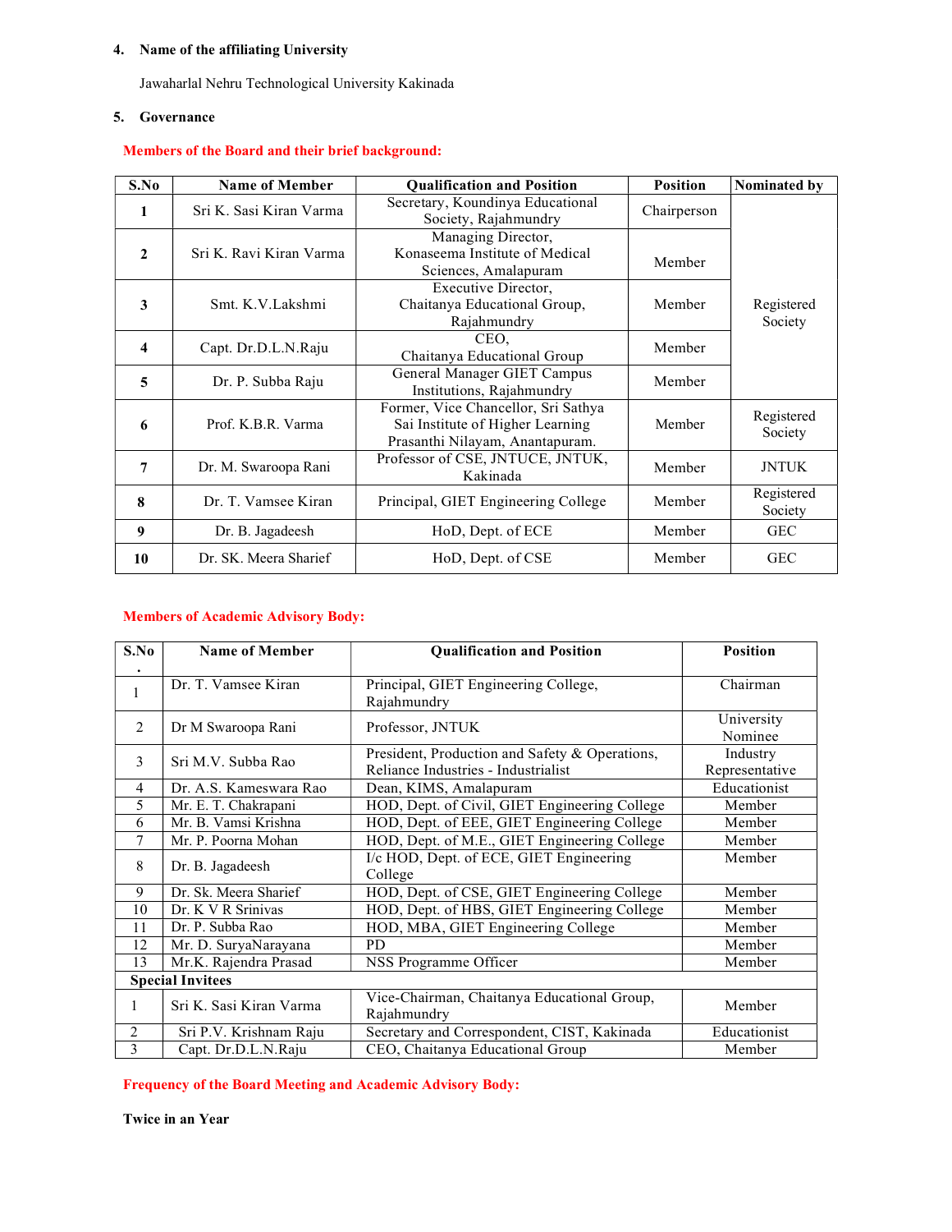4. **Name of the affiliating University**

Jawaharlal Nehru Technological University Kakinada

5. **Governance**

**Members of the Board and their brief background:**

| S.No | Name of Member | Qualification and Position | Position | Nominated by |
|---|---|---|---|---|
| **1** | Sri K. Sasi Kiran Varma | Secretary, Koundinya Educational Society, Rajahmundry | Chairperson | Registered Society |
| **2** | Sri K. Ravi Kiran Varma | Managing Director, Konaseema Institute of Medical Sciences, Amalapuram | Member | |
| **3** | Smt. K.V.Lakshmi | Executive Director, Chaitanya Educational Group, Rajahmundry | Member | |
| **4** | Capt. Dr.D.L.N.Raju | CEO, Chaitanya Educational Group | Member | |
| **5** | Dr. P. Subba Raju | General Manager GIET Campus Institutions, Rajahmundry | Member | |
| **6** | Prof. K.B.R. Varma | Former, Vice Chancellor, Sri Sathya Sai Institute of Higher Learning Prasanthi Nilayam, Anantapuram. | Member | Registered Society |
| **7** | Dr. M. Swaroopa Rani | Professor of CSE, JNTUCE, JNTUK, Kakinada | Member | JNTUK |
| **8** | Dr. T. Vamsee Kiran | Principal, GIET Engineering College | Member | Registered Society |
| **9** | Dr. B. Jagadeesh | HoD, Dept. of ECE | Member | GEC |
| **10** | Dr. SK. Meera Sharief | HoD, Dept. of CSE | Member | GEC |

**Members of Academic Advisory Body:**

| S.No. | Name of Member | Qualification and Position | Position |
|---|---|---|---|
| 1 | Dr. T. Vamsee Kiran | Principal, GIET Engineering College, Rajahmundry | Chairman |
| 2 | Dr M Swaroopa Rani | Professor, JNTUK | University Nominee |
| 3 | Sri M.V. Subba Rao | President, Production and Safety & Operations, Reliance Industries - Industrialist | Industry Representative |
| 4 | Dr. A.S. Kameswara Rao | Dean, KIMS, Amalapuram | Educationist |
| 5 | Mr. E. T. Chakrapani | HOD, Dept. of Civil, GIET Engineering College | Member |
| 6 | Mr. B. Vamsi Krishna | HOD, Dept. of EEE, GIET Engineering College | Member |
| 7 | Mr. P. Poorna Mohan | HOD, Dept. of M.E., GIET Engineering College | Member |
| 8 | Dr. B. Jagadeesh | I/c HOD, Dept. of ECE, GIET Engineering College | Member |
| 9 | Dr. Sk. Meera Sharief | HOD, Dept. of CSE, GIET Engineering College | Member |
| 10 | Dr. K V R Srinivas | HOD, Dept. of HBS, GIET Engineering College | Member |
| 11 | Dr. P. Subba Rao | HOD, MBA, GIET Engineering College | Member |
| 12 | Mr. D. SuryaNarayana | PD | Member |
| 13 | Mr.K. Rajendra Prasad | NSS Programme Officer | Member |
| **Special Invitees** | | | |
| 1 | Sri K. Sasi Kiran Varma | Vice-Chairman, Chaitanya Educational Group, Rajahmundry | Member |
| 2 | Sri P.V. Krishnam Raju | Secretary and Correspondent, CIST, Kakinada | Educationist |
| 3 | Capt. Dr.D.L.N.Raju | CEO, Chaitanya Educational Group | Member |

**Frequency of the Board Meeting and Academic Advisory Body:**

**Twice in an Year**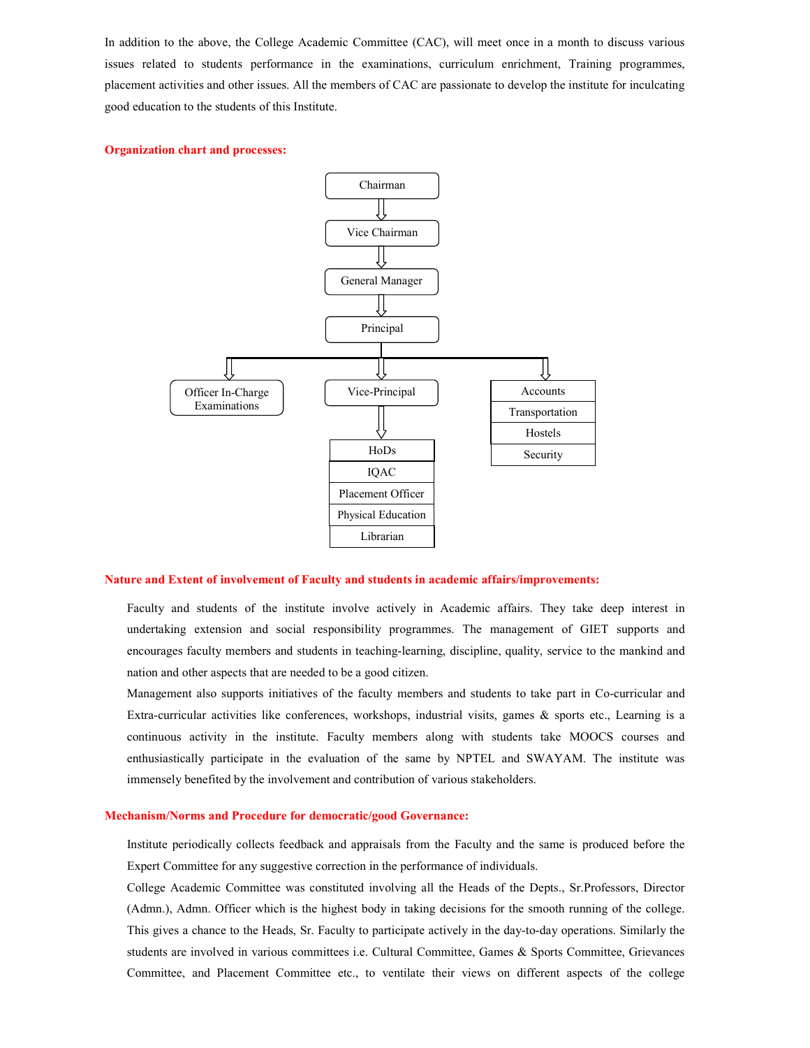In addition to the above, the College Academic Committee (CAC), will meet once in a month to discuss various issues related to students performance in the examinations, curriculum enrichment, Training programmes, placement activities and other issues. All the members of CAC are passionate to develop the institute for inculcating good education to the students of this Institute.

**Organization chart and processes:**

- Chairman
  - Vice Chairman
    - General Manager
      - Principal
        - Officer In-Charge Examinations
        - Vice-Principal
          - HoDs
          - IQAC
          - Placement Officer
          - Physical Education
          - Librarian
        - Accounts
        - Transportation
        - Hostels
        - Security

**Nature and Extent of involvement of Faculty and students in academic affairs/improvements:**

Faculty and students of the institute involve actively in Academic affairs. They take deep interest in undertaking extension and social responsibility programmes. The management of GIET supports and encourages faculty members and students in teaching-learning, discipline, quality, service to the mankind and nation and other aspects that are needed to be a good citizen.

Management also supports initiatives of the faculty members and students to take part in Co-curricular and Extra-curricular activities like conferences, workshops, industrial visits, games & sports etc., Learning is a continuous activity in the institute. Faculty members along with students take MOOCS courses and enthusiastically participate in the evaluation of the same by NPTEL and SWAYAM. The institute was immensely benefited by the involvement and contribution of various stakeholders.

**Mechanism/Norms and Procedure for democratic/good Governance:**

Institute periodically collects feedback and appraisals from the Faculty and the same is produced before the Expert Committee for any suggestive correction in the performance of individuals.

College Academic Committee was constituted involving all the Heads of the Depts., Sr.Professors, Director (Admn.), Admn. Officer which is the highest body in taking decisions for the smooth running of the college. This gives a chance to the Heads, Sr. Faculty to participate actively in the day-to-day operations. Similarly the students are involved in various committees i.e. Cultural Committee, Games & Sports Committee, Grievances Committee, and Placement Committee etc., to ventilate their views on different aspects of the college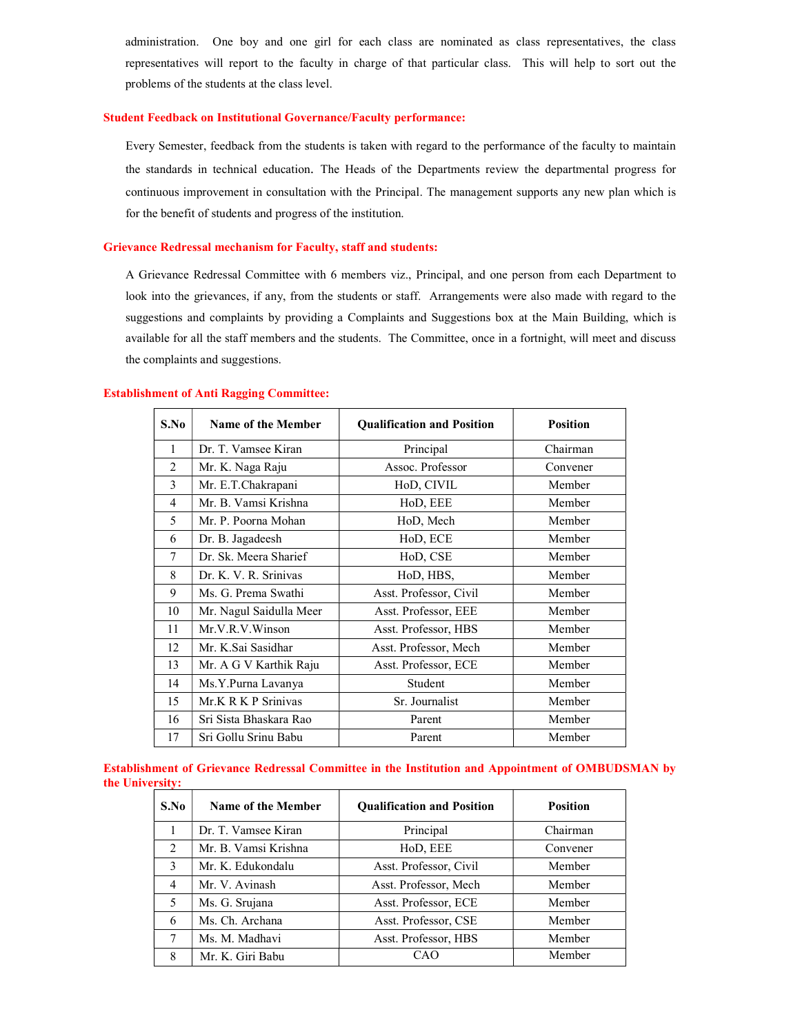administration. One boy and one girl for each class are nominated as class representatives, the class representatives will report to the faculty in charge of that particular class. This will help to sort out the problems of the students at the class level.

### Student Feedback on Institutional Governance/Faculty performance:

Every Semester, feedback from the students is taken with regard to the performance of the faculty to maintain the standards in technical education. The Heads of the Departments review the departmental progress for continuous improvement in consultation with the Principal. The management supports any new plan which is for the benefit of students and progress of the institution.

### Grievance Redressal mechanism for Faculty, staff and students:

A Grievance Redressal Committee with 6 members viz., Principal, and one person from each Department to look into the grievances, if any, from the students or staff. Arrangements were also made with regard to the suggestions and complaints by providing a Complaints and Suggestions box at the Main Building, which is available for all the staff members and the students. The Committee, once in a fortnight, will meet and discuss the complaints and suggestions.

### Establishment of Anti Ragging Committee:

| S.No | Name of the Member | Qualification and Position | Position |
|---|---|---|---|
| 1 | Dr. T. Vamsee Kiran | Principal | Chairman |
| 2 | Mr. K. Naga Raju | Assoc. Professor | Convener |
| 3 | Mr. E.T.Chakrapani | HoD, CIVIL | Member |
| 4 | Mr. B. Vamsi Krishna | HoD, EEE | Member |
| 5 | Mr. P. Poorna Mohan | HoD, Mech | Member |
| 6 | Dr. B. Jagadeesh | HoD, ECE | Member |
| 7 | Dr. Sk. Meera Sharief | HoD, CSE | Member |
| 8 | Dr. K. V. R. Srinivas | HoD, HBS, | Member |
| 9 | Ms. G. Prema Swathi | Asst. Professor, Civil | Member |
| 10 | Mr. Nagul Saidulla Meer | Asst. Professor, EEE | Member |
| 11 | Mr.V.R.V.Winson | Asst. Professor, HBS | Member |
| 12 | Mr. K.Sai Sasidhar | Asst. Professor, Mech | Member |
| 13 | Mr. A G V Karthik Raju | Asst. Professor, ECE | Member |
| 14 | Ms.Y.Purna Lavanya | Student | Member |
| 15 | Mr.K R K P Srinivas | Sr. Journalist | Member |
| 16 | Sri Sista Bhaskara Rao | Parent | Member |
| 17 | Sri Gollu Srinu Babu | Parent | Member |

### Establishment of Grievance Redressal Committee in the Institution and Appointment of OMBUDSMAN by the University:

| S.No | Name of the Member | Qualification and Position | Position |
|---|---|---|---|
| 1 | Dr. T. Vamsee Kiran | Principal | Chairman |
| 2 | Mr. B. Vamsi Krishna | HoD, EEE | Convener |
| 3 | Mr. K. Edukondalu | Asst. Professor, Civil | Member |
| 4 | Mr. V. Avinash | Asst. Professor, Mech | Member |
| 5 | Ms. G. Srujana | Asst. Professor, ECE | Member |
| 6 | Ms. Ch. Archana | Asst. Professor, CSE | Member |
| 7 | Ms. M. Madhavi | Asst. Professor, HBS | Member |
| 8 | Mr. K. Giri Babu | CAO | Member |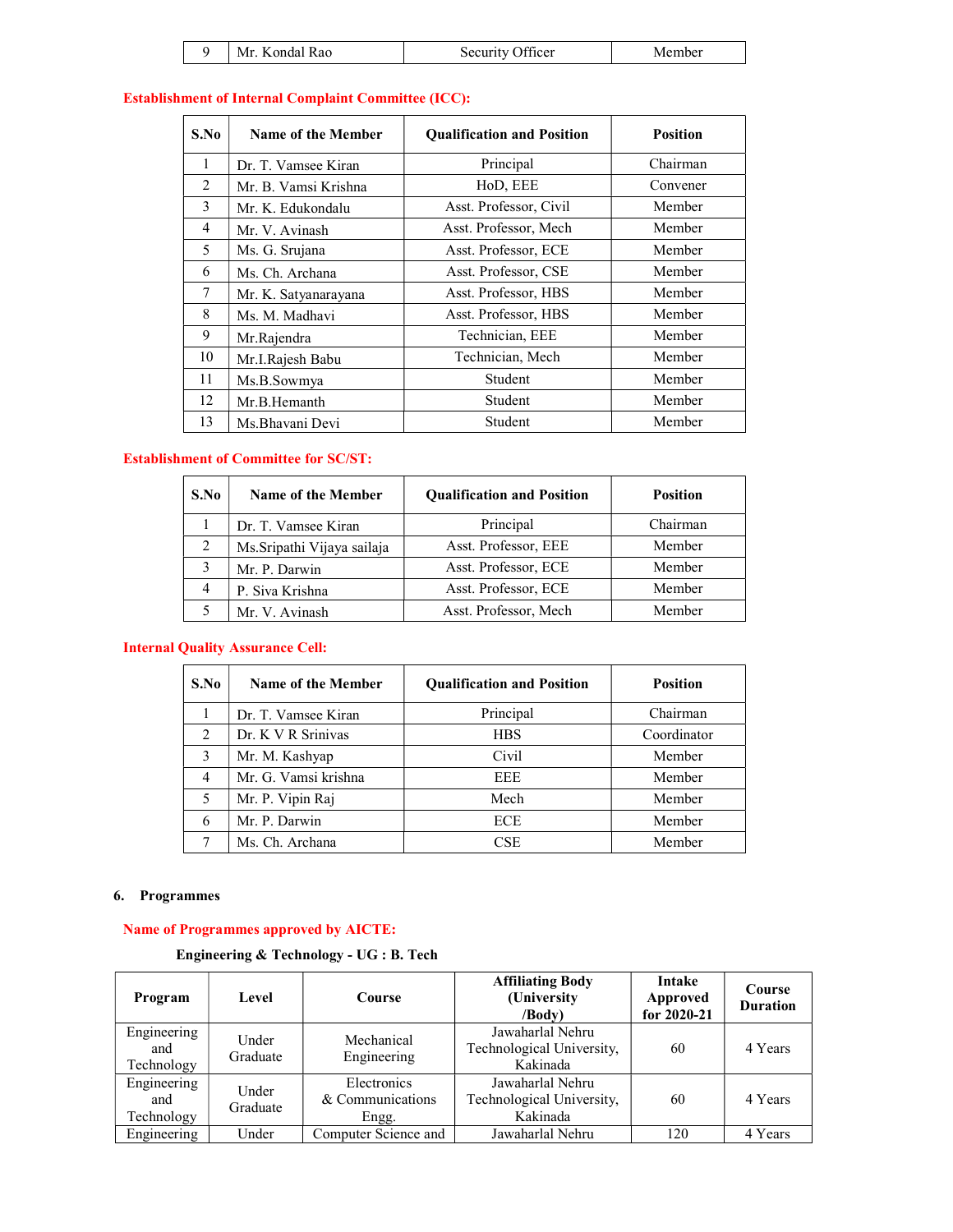| 9 | Mr. Kondal Rao | Security Officer | Member |
|---|---|---|---|

**Establishment of Internal Complaint Committee (ICC):**

| S.No | Name of the Member | Qualification and Position | Position |
|---|---|---|---|
| 1 | Dr. T. Vamsee Kiran | Principal | Chairman |
| 2 | Mr. B. Vamsi Krishna | HoD, EEE | Convener |
| 3 | Mr. K. Edukondalu | Asst. Professor, Civil | Member |
| 4 | Mr. V. Avinash | Asst. Professor, Mech | Member |
| 5 | Ms. G. Srujana | Asst. Professor, ECE | Member |
| 6 | Ms. Ch. Archana | Asst. Professor, CSE | Member |
| 7 | Mr. K. Satyanarayana | Asst. Professor, HBS | Member |
| 8 | Ms. M. Madhavi | Asst. Professor, HBS | Member |
| 9 | Mr.Rajendra | Technician, EEE | Member |
| 10 | Mr.I.Rajesh Babu | Technician, Mech | Member |
| 11 | Ms.B.Sowmya | Student | Member |
| 12 | Mr.B.Hemanth | Student | Member |
| 13 | Ms.Bhavani Devi | Student | Member |

**Establishment of Committee for SC/ST:**

| S.No | Name of the Member | Qualification and Position | Position |
|---|---|---|---|
| 1 | Dr. T. Vamsee Kiran | Principal | Chairman |
| 2 | Ms.Sripathi Vijaya sailaja | Asst. Professor, EEE | Member |
| 3 | Mr. P. Darwin | Asst. Professor, ECE | Member |
| 4 | P. Siva Krishna | Asst. Professor, ECE | Member |
| 5 | Mr. V. Avinash | Asst. Professor, Mech | Member |

**Internal Quality Assurance Cell:**

| S.No | Name of the Member | Qualification and Position | Position |
|---|---|---|---|
| 1 | Dr. T. Vamsee Kiran | Principal | Chairman |
| 2 | Dr. K V R Srinivas | HBS | Coordinator |
| 3 | Mr. M. Kashyap | Civil | Member |
| 4 | Mr. G. Vamsi krishna | EEE | Member |
| 5 | Mr. P. Vipin Raj | Mech | Member |
| 6 | Mr. P. Darwin | ECE | Member |
| 7 | Ms. Ch. Archana | CSE | Member |

## 6. Programmes

**Name of Programmes approved by AICTE:**

**Engineering & Technology - UG : B. Tech**

| Program | Level | Course | Affiliating Body (University /Body) | Intake Approved for 2020-21 | Course Duration |
|---|---|---|---|---|---|
| Engineering and Technology | Under Graduate | Mechanical Engineering | Jawaharlal Nehru Technological University, Kakinada | 60 | 4 Years |
| Engineering and Technology | Under Graduate | Electronics & Communications Engg. | Jawaharlal Nehru Technological University, Kakinada | 60 | 4 Years |
| Engineering | Under | Computer Science and | Jawaharlal Nehru | 120 | 4 Years |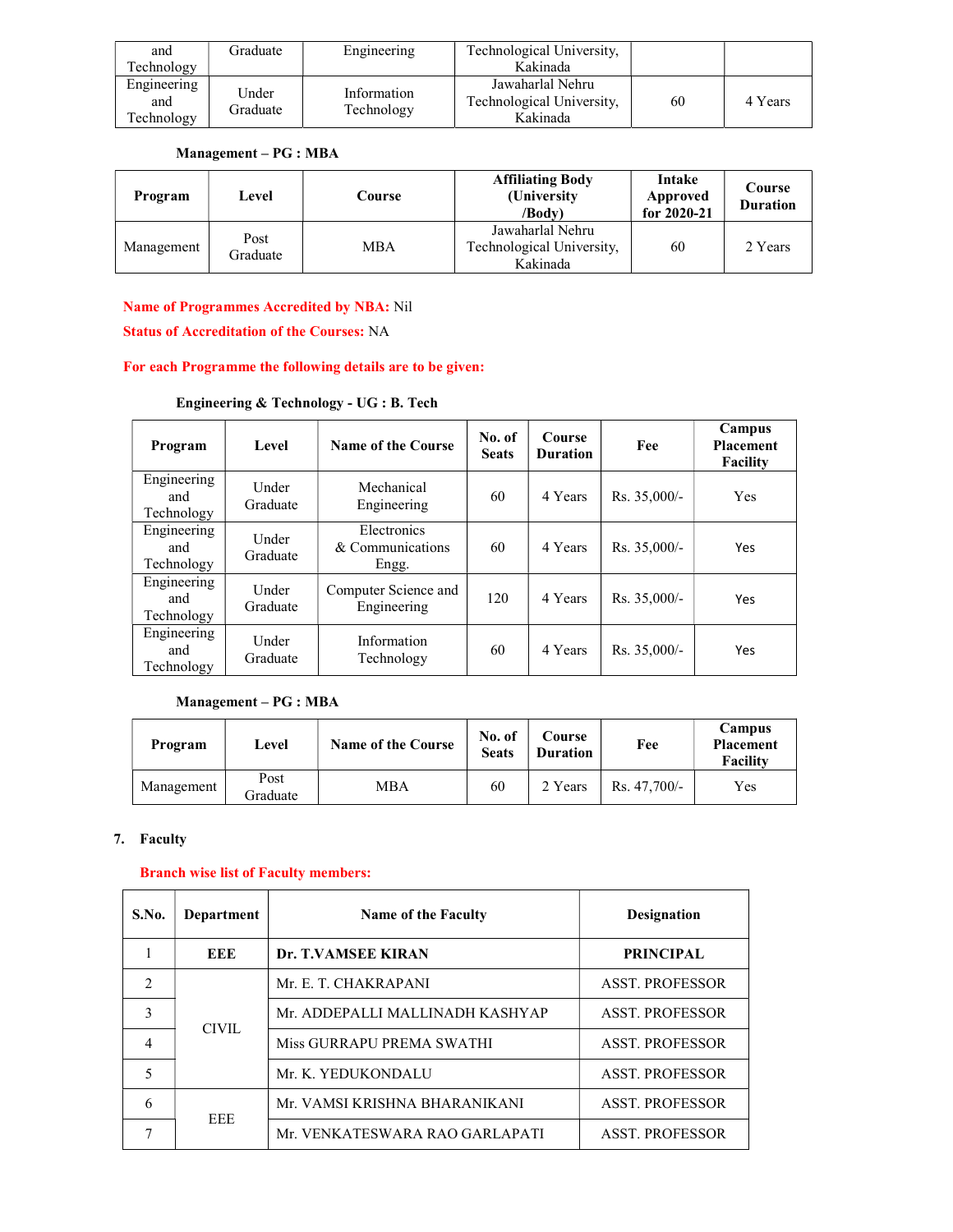| and Technology | Graduate | Engineering | Technological University, Kakinada | | |
|---|---|---|---|---|---|
| Engineering and Technology | Under Graduate | Information Technology | Jawaharlal Nehru Technological University, Kakinada | 60 | 4 Years |

**Management – PG : MBA**

| Program | Level | Course | Affiliating Body (University /Body) | Intake Approved for 2020-21 | Course Duration |
|---|---|---|---|---|---|
| Management | Post Graduate | MBA | Jawaharlal Nehru Technological University, Kakinada | 60 | 2 Years |

**Name of Programmes Accredited by NBA:** Nil

**Status of Accreditation of the Courses:** NA

**For each Programme the following details are to be given:**

**Engineering & Technology - UG : B. Tech**

| Program | Level | Name of the Course | No. of Seats | Course Duration | Fee | Campus Placement Facility |
|---|---|---|---|---|---|---|
| Engineering and Technology | Under Graduate | Mechanical Engineering | 60 | 4 Years | Rs. 35,000/- | Yes |
| Engineering and Technology | Under Graduate | Electronics & Communications Engg. | 60 | 4 Years | Rs. 35,000/- | Yes |
| Engineering and Technology | Under Graduate | Computer Science and Engineering | 120 | 4 Years | Rs. 35,000/- | Yes |
| Engineering and Technology | Under Graduate | Information Technology | 60 | 4 Years | Rs. 35,000/- | Yes |

**Management – PG : MBA**

| Program | Level | Name of the Course | No. of Seats | Course Duration | Fee | Campus Placement Facility |
|---|---|---|---|---|---|---|
| Management | Post Graduate | MBA | 60 | 2 Years | Rs. 47,700/- | Yes |

**7. Faculty**

**Branch wise list of Faculty members:**

| S.No. | Department | Name of the Faculty | Designation |
|---|---|---|---|
| 1 | **EEE** | **Dr. T.VAMSEE KIRAN** | **PRINCIPAL** |
| 2 | CIVIL | Mr. E. T. CHAKRAPANI | ASST. PROFESSOR |
| 3 | | Mr. ADDEPALLI MALLINADH KASHYAP | ASST. PROFESSOR |
| 4 | | Miss GURRAPU PREMA SWATHI | ASST. PROFESSOR |
| 5 | | Mr. K. YEDUKONDALU | ASST. PROFESSOR |
| 6 | EEE | Mr. VAMSI KRISHNA BHARANIKANI | ASST. PROFESSOR |
| 7 | | Mr. VENKATESWARA RAO GARLAPATI | ASST. PROFESSOR |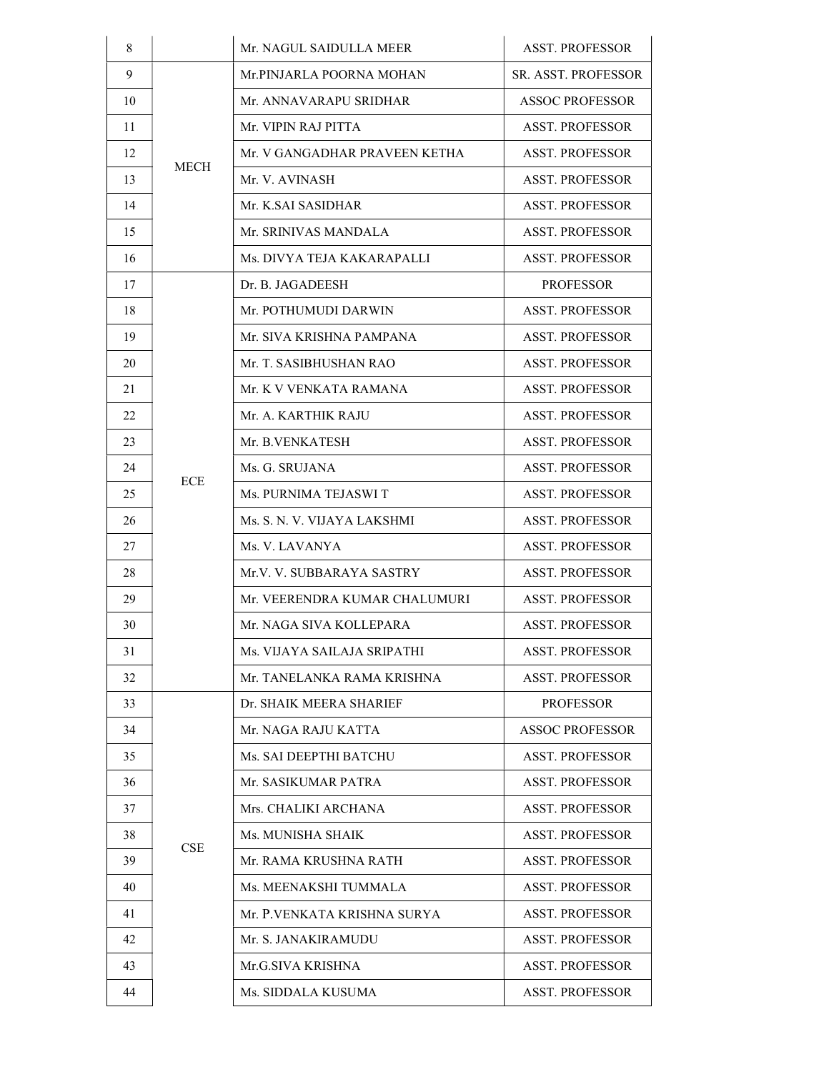| 8 | | Mr. NAGUL SAIDULLA MEER | ASST. PROFESSOR |
|---|---|---|---|
| 9 | MECH | Mr.PINJARLA POORNA MOHAN | SR. ASST. PROFESSOR |
| 10 | | Mr. ANNAVARAPU SRIDHAR | ASSOC PROFESSOR |
| 11 | | Mr. VIPIN RAJ PITTA | ASST. PROFESSOR |
| 12 | | Mr. V GANGADHAR PRAVEEN KETHA | ASST. PROFESSOR |
| 13 | | Mr. V. AVINASH | ASST. PROFESSOR |
| 14 | | Mr. K.SAI SASIDHAR | ASST. PROFESSOR |
| 15 | | Mr. SRINIVAS MANDALA | ASST. PROFESSOR |
| 16 | | Ms. DIVYA TEJA KAKARAPALLI | ASST. PROFESSOR |
| 17 | ECE | Dr. B. JAGADEESH | PROFESSOR |
| 18 | | Mr. POTHUMUDI DARWIN | ASST. PROFESSOR |
| 19 | | Mr. SIVA KRISHNA PAMPANA | ASST. PROFESSOR |
| 20 | | Mr. T. SASIBHUSHAN RAO | ASST. PROFESSOR |
| 21 | | Mr. K V VENKATA RAMANA | ASST. PROFESSOR |
| 22 | | Mr. A. KARTHIK RAJU | ASST. PROFESSOR |
| 23 | | Mr. B.VENKATESH | ASST. PROFESSOR |
| 24 | | Ms. G. SRUJANA | ASST. PROFESSOR |
| 25 | | Ms. PURNIMA TEJASWI T | ASST. PROFESSOR |
| 26 | | Ms. S. N. V. VIJAYA LAKSHMI | ASST. PROFESSOR |
| 27 | | Ms. V. LAVANYA | ASST. PROFESSOR |
| 28 | | Mr.V. V. SUBBARAYA SASTRY | ASST. PROFESSOR |
| 29 | | Mr. VEERENDRA KUMAR CHALUMURI | ASST. PROFESSOR |
| 30 | | Mr. NAGA SIVA KOLLEPARA | ASST. PROFESSOR |
| 31 | | Ms. VIJAYA SAILAJA SRIPATHI | ASST. PROFESSOR |
| 32 | | Mr. TANELANKA RAMA KRISHNA | ASST. PROFESSOR |
| 33 | CSE | Dr. SHAIK MEERA SHARIEF | PROFESSOR |
| 34 | | Mr. NAGA RAJU KATTA | ASSOC PROFESSOR |
| 35 | | Ms. SAI DEEPTHI BATCHU | ASST. PROFESSOR |
| 36 | | Mr. SASIKUMAR PATRA | ASST. PROFESSOR |
| 37 | | Mrs. CHALIKI ARCHANA | ASST. PROFESSOR |
| 38 | | Ms. MUNISHA SHAIK | ASST. PROFESSOR |
| 39 | | Mr. RAMA KRUSHNA RATH | ASST. PROFESSOR |
| 40 | | Ms. MEENAKSHI TUMMALA | ASST. PROFESSOR |
| 41 | | Mr. P.VENKATA KRISHNA SURYA | ASST. PROFESSOR |
| 42 | | Mr. S. JANAKIRAMUDU | ASST. PROFESSOR |
| 43 | | Mr.G.SIVA KRISHNA | ASST. PROFESSOR |
| 44 | | Ms. SIDDALA KUSUMA | ASST. PROFESSOR |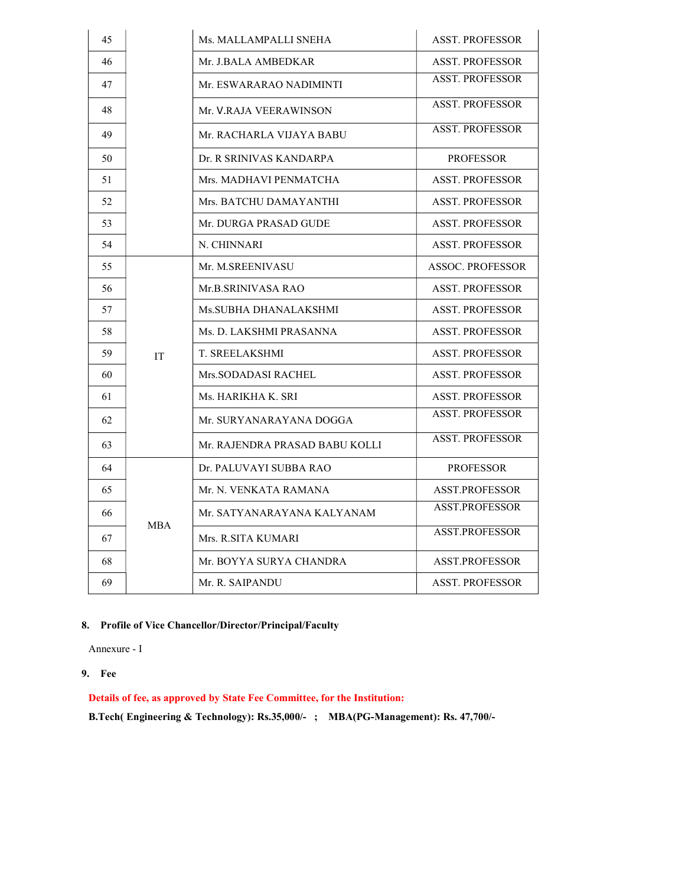| 45 | | Ms. MALLAMPALLI SNEHA | ASST. PROFESSOR |
|---|---|---|---|
| 46 | | Mr. J.BALA AMBEDKAR | ASST. PROFESSOR |
| 47 | | Mr. ESWARARAO NADIMINTI | ASST. PROFESSOR |
| 48 | | Mr. V.RAJA VEERAWINSON | ASST. PROFESSOR |
| 49 | | Mr. RACHARLA VIJAYA BABU | ASST. PROFESSOR |
| 50 | | Dr. R SRINIVAS KANDARPA | PROFESSOR |
| 51 | | Mrs. MADHAVI PENMATCHA | ASST. PROFESSOR |
| 52 | | Mrs. BATCHU DAMAYANTHI | ASST. PROFESSOR |
| 53 | | Mr. DURGA PRASAD GUDE | ASST. PROFESSOR |
| 54 | | N. CHINNARI | ASST. PROFESSOR |
| 55 | IT | Mr. M.SREENIVASU | ASSOC. PROFESSOR |
| 56 | | Mr.B.SRINIVASA RAO | ASST. PROFESSOR |
| 57 | | Ms.SUBHA DHANALAKSHMI | ASST. PROFESSOR |
| 58 | | Ms. D. LAKSHMI PRASANNA | ASST. PROFESSOR |
| 59 | | T. SREELAKSHMI | ASST. PROFESSOR |
| 60 | | Mrs.SODADASI RACHEL | ASST. PROFESSOR |
| 61 | | Ms. HARIKHA K. SRI | ASST. PROFESSOR |
| 62 | | Mr. SURYANARAYANA DOGGA | ASST. PROFESSOR |
| 63 | | Mr. RAJENDRA PRASAD BABU KOLLI | ASST. PROFESSOR |
| 64 | MBA | Dr. PALUVAYI SUBBA RAO | PROFESSOR |
| 65 | | Mr. N. VENKATA RAMANA | ASST.PROFESSOR |
| 66 | | Mr. SATYANARAYANA KALYANAM | ASST.PROFESSOR |
| 67 | | Mrs. R.SITA KUMARI | ASST.PROFESSOR |
| 68 | | Mr. BOYYA SURYA CHANDRA | ASST.PROFESSOR |
| 69 | | Mr. R. SAIPANDU | ASST. PROFESSOR |

**8. Profile of Vice Chancellor/Director/Principal/Faculty**

Annexure - I

**9. Fee**

**Details of fee, as approved by State Fee Committee, for the Institution:**

**B.Tech( Engineering & Technology): Rs.35,000/- ; MBA(PG-Management): Rs. 47,700/-**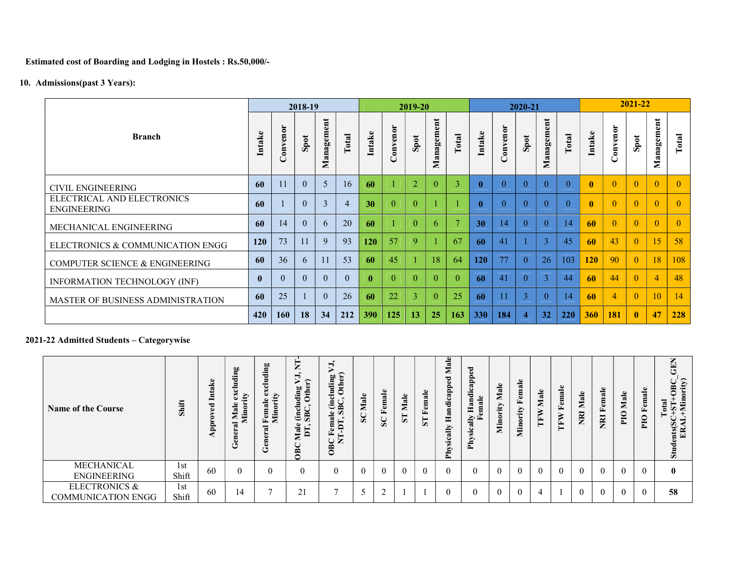**Estimated cost of Boarding and Lodging in Hostels : Rs.50,000/-**

**10. Admissions(past 3 Years):**

| Branch | 2018-19 | | | | | 2019-20 | | | | | 2020-21 | | | | | 2021-22 | | | | |
|---|---|---|---|---|---|---|---|---|---|---|---|---|---|---|---|---|---|---|---|---|
| | Intake | Convenor | Spot | Management | Total | Intake | Convenor | Spot | Management | Total | Intake | Convenor | Spot | Management | Total | Intake | Convenor | Spot | Management | Total |
| CIVIL ENGINEERING | **60** | 11 | 0 | 5 | 16 | **60** | 1 | 2 | 0 | 3 | **0** | 0 | 0 | 0 | 0 | **0** | 0 | 0 | 0 | 0 |
| ELECTRICAL AND ELECTRONICS ENGINEERING | **60** | 1 | 0 | 3 | 4 | **30** | 0 | 0 | 1 | 1 | **0** | 0 | 0 | 0 | 0 | **0** | 0 | 0 | 0 | 0 |
| MECHANICAL ENGINEERING | **60** | 14 | 0 | 6 | 20 | **60** | 1 | 0 | 6 | 7 | **30** | 14 | 0 | 0 | 14 | **60** | 0 | 0 | 0 | 0 |
| ELECTRONICS & COMMUNICATION ENGG | **120** | 73 | 11 | 9 | 93 | **120** | 57 | 9 | 1 | 67 | **60** | 41 | 1 | 3 | 45 | **60** | 43 | 0 | 15 | 58 |
| COMPUTER SCIENCE & ENGINEERING | **60** | 36 | 6 | 11 | 53 | **60** | 45 | 1 | 18 | 64 | **120** | 77 | 0 | 26 | 103 | **120** | 90 | 0 | 18 | 108 |
| INFORMATION TECHNOLOGY (INF) | **0** | 0 | 0 | 0 | 0 | **0** | 0 | 0 | 0 | 0 | **60** | 41 | 0 | 3 | 44 | **60** | 44 | 0 | 4 | 48 |
| MASTER OF BUSINESS ADMINISTRATION | **60** | 25 | 1 | 0 | 26 | **60** | 22 | 3 | 0 | 25 | **60** | 11 | 3 | 0 | 14 | **60** | 4 | 0 | 10 | 14 |
| | **420** | **160** | **18** | **34** | **212** | **390** | **125** | **13** | **25** | **163** | **330** | **184** | **4** | **32** | **220** | **360** | **181** | **0** | **47** | **228** |

**2021-22 Admitted Students – Categorywise**

| Name of the Course | Shift | Approved Intake | General Male excluding Minority | General Female excluding Minority | OBC Male (including VJ, NT-DT, SBC, Other) | OBC Female (including VJ, NT-DT, SBC, Other) | SC Male | SC Female | ST Male | ST Female | Physically Handicapped Male | Physically Handicapped Female | Minority Male | Minority Female | TFW Male | TFW Female | NRI Male | NRI Female | PIO Male | PIO Female | Total Students(SC+ST+OBC_GENERAL+Minority) |
|---|---|---|---|---|---|---|---|---|---|---|---|---|---|---|---|---|---|---|---|---|---|
| MECHANICAL ENGINEERING | 1st Shift | 60 | 0 | 0 | 0 | 0 | 0 | 0 | 0 | 0 | 0 | 0 | 0 | 0 | 0 | 0 | 0 | 0 | 0 | 0 | **0** |
| ELECTRONICS & COMMUNICATION ENGG | 1st Shift | 60 | 14 | 7 | 21 | 7 | 5 | 2 | 1 | 1 | 0 | 0 | 0 | 0 | 4 | 1 | 0 | 0 | 0 | 0 | **58** |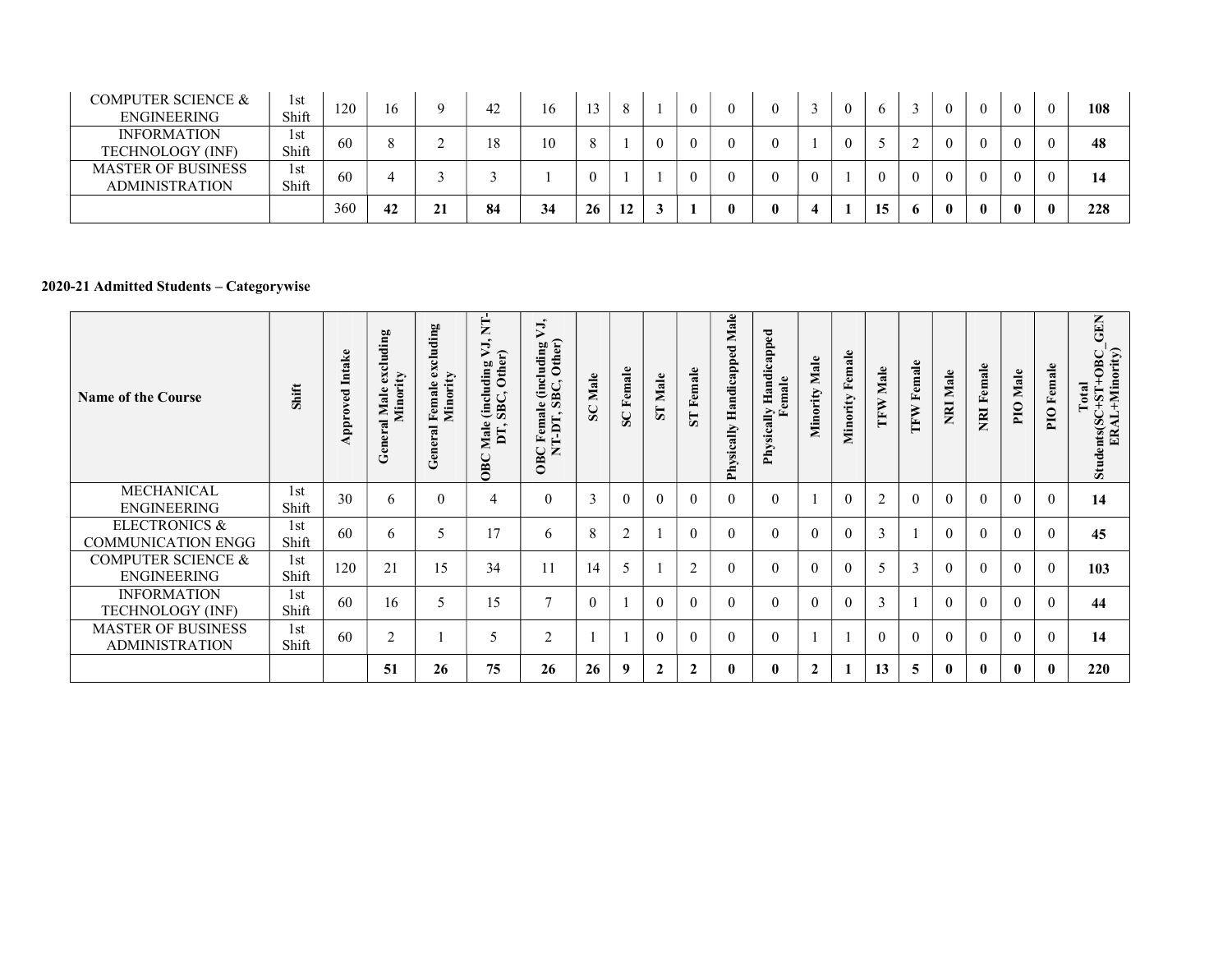| | | | | | | | | | | | | | | | | | | | | | |
|---|---|---|---|---|---|---|---|---|---|---|---|---|---|---|---|---|---|---|---|---|---|
| COMPUTER SCIENCE & ENGINEERING | 1st Shift | 120 | 16 | 9 | 42 | 16 | 13 | 8 | 1 | 0 | 0 | 0 | 3 | 0 | 6 | 3 | 0 | 0 | 0 | 0 | **108** |
| INFORMATION TECHNOLOGY (INF) | 1st Shift | 60 | 8 | 2 | 18 | 10 | 8 | 1 | 0 | 0 | 0 | 0 | 1 | 0 | 5 | 2 | 0 | 0 | 0 | 0 | **48** |
| MASTER OF BUSINESS ADMINISTRATION | 1st Shift | 60 | 4 | 3 | 3 | 1 | 0 | 1 | 1 | 0 | 0 | 0 | 0 | 1 | 0 | 0 | 0 | 0 | 0 | 0 | **14** |
| | | 360 | **42** | **21** | **84** | **34** | **26** | **12** | **3** | **1** | **0** | **0** | **4** | **1** | **15** | **6** | **0** | **0** | **0** | **0** | **228** |

**2020-21 Admitted Students – Categorywise**

| Name of the Course | Shift | Approved Intake | General Male excluding Minority | General Female excluding Minority | OBC Male (including VJ, NT-DT, SBC, Other) | OBC Female (including VJ, NT-DT, SBC, Other) | SC Male | SC Female | ST Male | ST Female | Physically Handicapped Male | Physically Handicapped Female | Minority Male | Minority Female | TFW Male | TFW Female | NRI Male | NRI Female | PIO Male | PIO Female | Total Students(SC+ST+OBC_GENERAL+Minority) |
|---|---|---|---|---|---|---|---|---|---|---|---|---|---|---|---|---|---|---|---|---|---|
| MECHANICAL ENGINEERING | 1st Shift | 30 | 6 | 0 | 4 | 0 | 3 | 0 | 0 | 0 | 0 | 0 | 1 | 0 | 2 | 0 | 0 | 0 | 0 | 0 | **14** |
| ELECTRONICS & COMMUNICATION ENGG | 1st Shift | 60 | 6 | 5 | 17 | 6 | 8 | 2 | 1 | 0 | 0 | 0 | 0 | 0 | 3 | 1 | 0 | 0 | 0 | 0 | **45** |
| COMPUTER SCIENCE & ENGINEERING | 1st Shift | 120 | 21 | 15 | 34 | 11 | 14 | 5 | 1 | 2 | 0 | 0 | 0 | 0 | 5 | 3 | 0 | 0 | 0 | 0 | **103** |
| INFORMATION TECHNOLOGY (INF) | 1st Shift | 60 | 16 | 5 | 15 | 7 | 0 | 1 | 0 | 0 | 0 | 0 | 0 | 0 | 3 | 1 | 0 | 0 | 0 | 0 | **44** |
| MASTER OF BUSINESS ADMINISTRATION | 1st Shift | 60 | 2 | 1 | 5 | 2 | 1 | 1 | 0 | 0 | 0 | 0 | 1 | 1 | 0 | 0 | 0 | 0 | 0 | 0 | **14** |
| | | | **51** | **26** | **75** | **26** | **26** | **9** | **2** | **2** | **0** | **0** | **2** | **1** | **13** | **5** | **0** | **0** | **0** | **0** | **220** |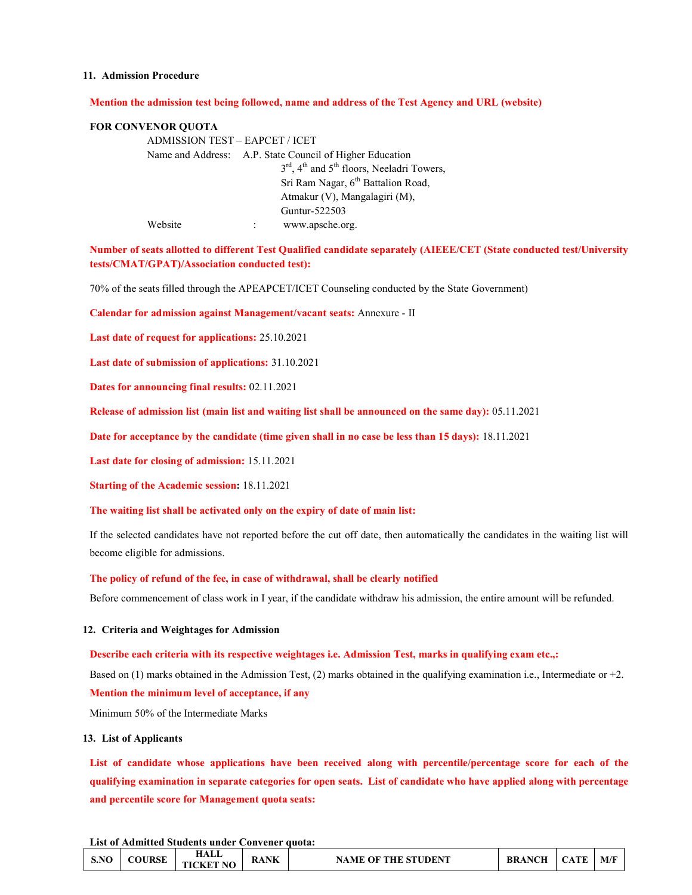## 11. Admission Procedure

**Mention the admission test being followed, name and address of the Test Agency and URL (website)**

**FOR CONVENOR QUOTA**

ADMISSION TEST – EAPCET / ICET

Name and Address: A.P. State Council of Higher Education
3rd, 4th and 5th floors, Neeladri Towers,
Sri Ram Nagar, 6th Battalion Road,
Atmakur (V), Mangalagiri (M),
Guntur-522503

Website : www.apsche.org.

**Number of seats allotted to different Test Qualified candidate separately (AIEEE/CET (State conducted test/University tests/CMAT/GPAT)/Association conducted test):**

70% of the seats filled through the APEAPCET/ICET Counseling conducted by the State Government)

**Calendar for admission against Management/vacant seats:** Annexure - II

**Last date of request for applications:** 25.10.2021

**Last date of submission of applications:** 31.10.2021

**Dates for announcing final results:** 02.11.2021

**Release of admission list (main list and waiting list shall be announced on the same day):** 05.11.2021

**Date for acceptance by the candidate (time given shall in no case be less than 15 days):** 18.11.2021

**Last date for closing of admission:** 15.11.2021

**Starting of the Academic session:** 18.11.2021

**The waiting list shall be activated only on the expiry of date of main list:**

If the selected candidates have not reported before the cut off date, then automatically the candidates in the waiting list will become eligible for admissions.

**The policy of refund of the fee, in case of withdrawal, shall be clearly notified**

Before commencement of class work in I year, if the candidate withdraw his admission, the entire amount will be refunded.

## 12. Criteria and Weightages for Admission

**Describe each criteria with its respective weightages i.e. Admission Test, marks in qualifying exam etc.,:**

Based on (1) marks obtained in the Admission Test, (2) marks obtained in the qualifying examination i.e., Intermediate or +2.

**Mention the minimum level of acceptance, if any**

Minimum 50% of the Intermediate Marks

## 13. List of Applicants

**List of candidate whose applications have been received along with percentile/percentage score for each of the qualifying examination in separate categories for open seats. List of candidate who have applied along with percentage and percentile score for Management quota seats:**

**List of Admitted Students under Convener quota:**

| S.NO | COURSE | HALL TICKET NO | RANK | NAME OF THE STUDENT | BRANCH | CATE | M/F |
|---|---|---|---|---|---|---|---|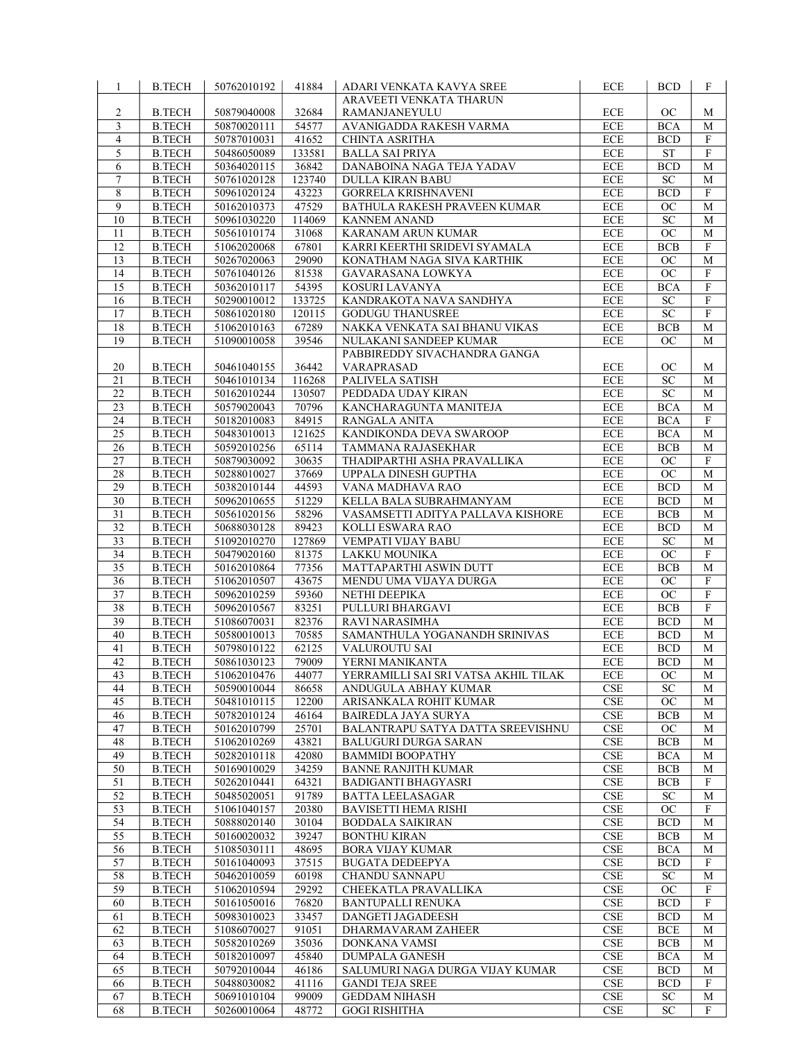| 1 | B.TECH | 50762010192 | 41884 | ADARI VENKATA KAVYA SREE | ECE | BCD | F |
|---|---|---|---|---|---|---|---|
| 2 | B.TECH | 50879040008 | 32684 | ARAVEETI VENKATA THARUN RAMANJANEYULU | ECE | OC | M |
| 3 | B.TECH | 50870020111 | 54577 | AVANIGADDA RAKESH VARMA | ECE | BCA | M |
| 4 | B.TECH | 50787010031 | 41652 | CHINTA ASRITHA | ECE | BCD | F |
| 5 | B.TECH | 50486050089 | 133581 | BALLA SAI PRIYA | ECE | ST | F |
| 6 | B.TECH | 50364020115 | 36842 | DANABOINA NAGA TEJA YADAV | ECE | BCD | M |
| 7 | B.TECH | 50761020128 | 123740 | DULLA KIRAN BABU | ECE | SC | M |
| 8 | B.TECH | 50961020124 | 43223 | GORRELA KRISHNAVENI | ECE | BCD | F |
| 9 | B.TECH | 50162010373 | 47529 | BATHULA RAKESH PRAVEEN KUMAR | ECE | OC | M |
| 10 | B.TECH | 50961030220 | 114069 | KANNEM ANAND | ECE | SC | M |
| 11 | B.TECH | 50561010174 | 31068 | KARANAM ARUN KUMAR | ECE | OC | M |
| 12 | B.TECH | 51062020068 | 67801 | KARRI KEERTHI SRIDEVI SYAMALA | ECE | BCB | F |
| 13 | B.TECH | 50267020063 | 29090 | KONATHAM NAGA SIVA KARTHIK | ECE | OC | M |
| 14 | B.TECH | 50761040126 | 81538 | GAVARASANA LOWKYA | ECE | OC | F |
| 15 | B.TECH | 50362010117 | 54395 | KOSURI LAVANYA | ECE | BCA | F |
| 16 | B.TECH | 50290010012 | 133725 | KANDRAKOTA NAVA SANDHYA | ECE | SC | F |
| 17 | B.TECH | 50861020180 | 120115 | GODUGU THANUSREE | ECE | SC | F |
| 18 | B.TECH | 51062010163 | 67289 | NAKKA VENKATA SAI BHANU VIKAS | ECE | BCB | M |
| 19 | B.TECH | 51090010058 | 39546 | NULAKANI SANDEEP KUMAR | ECE | OC | M |
| 20 | B.TECH | 50461040155 | 36442 | PABBIREDDY SIVACHANDRA GANGA VARAPRASAD | ECE | OC | M |
| 21 | B.TECH | 50461010134 | 116268 | PALIVELA SATISH | ECE | SC | M |
| 22 | B.TECH | 50162010244 | 130507 | PEDDADA UDAY KIRAN | ECE | SC | M |
| 23 | B.TECH | 50579020043 | 70796 | KANCHARAGUNTA MANITEJA | ECE | BCA | M |
| 24 | B.TECH | 50182010083 | 84915 | RANGALA ANITA | ECE | BCA | F |
| 25 | B.TECH | 50483010013 | 121625 | KANDIKONDA DEVA SWAROOP | ECE | BCA | M |
| 26 | B.TECH | 50592010256 | 65114 | TAMMANA RAJASEKHAR | ECE | BCB | M |
| 27 | B.TECH | 50879030092 | 30635 | THADIPARTHI ASHA PRAVALLIKA | ECE | OC | F |
| 28 | B.TECH | 50288010027 | 37669 | UPPALA DINESH GUPTHA | ECE | OC | M |
| 29 | B.TECH | 50382010144 | 44593 | VANA MADHAVA RAO | ECE | BCD | M |
| 30 | B.TECH | 50962010655 | 51229 | KELLA BALA SUBRAHMANYAM | ECE | BCD | M |
| 31 | B.TECH | 50561020156 | 58296 | VASAMSETTI ADITYA PALLAVA KISHORE | ECE | BCB | M |
| 32 | B.TECH | 50688030128 | 89423 | KOLLI ESWARA RAO | ECE | BCD | M |
| 33 | B.TECH | 51092010270 | 127869 | VEMPATI VIJAY BABU | ECE | SC | M |
| 34 | B.TECH | 50479020160 | 81375 | LAKKU MOUNIKA | ECE | OC | F |
| 35 | B.TECH | 50162010864 | 77356 | MATTAPARTHI ASWIN DUTT | ECE | BCB | M |
| 36 | B.TECH | 51062010507 | 43675 | MENDU UMA VIJAYA DURGA | ECE | OC | F |
| 37 | B.TECH | 50962010259 | 59360 | NETHI DEEPIKA | ECE | OC | F |
| 38 | B.TECH | 50962010567 | 83251 | PULLURI BHARGAVI | ECE | BCB | F |
| 39 | B.TECH | 51086070031 | 82376 | RAVI NARASIMHA | ECE | BCD | M |
| 40 | B.TECH | 50580010013 | 70585 | SAMANTHULA YOGANANDH SRINIVAS | ECE | BCD | M |
| 41 | B.TECH | 50798010122 | 62125 | VALUROUTU SAI | ECE | BCD | M |
| 42 | B.TECH | 50861030123 | 79009 | YERNI MANIKANTA | ECE | BCD | M |
| 43 | B.TECH | 51062010476 | 44077 | YERRAMILLI SAI SRI VATSA AKHIL TILAK | ECE | OC | M |
| 44 | B.TECH | 50590010044 | 86658 | ANDUGULA ABHAY KUMAR | CSE | SC | M |
| 45 | B.TECH | 50481010115 | 12200 | ARISANKALA ROHIT KUMAR | CSE | OC | M |
| 46 | B.TECH | 50782010124 | 46164 | BAIREDLA JAYA SURYA | CSE | BCB | M |
| 47 | B.TECH | 50162010799 | 25701 | BALANTRAPU SATYA DATTA SREEVISHNU | CSE | OC | M |
| 48 | B.TECH | 51062010269 | 43821 | BALUGURI DURGA SARAN | CSE | BCB | M |
| 49 | B.TECH | 50282010118 | 42080 | BAMMIDI BOOPATHY | CSE | BCA | M |
| 50 | B.TECH | 50169010029 | 34259 | BANNE RANJITH KUMAR | CSE | BCB | M |
| 51 | B.TECH | 50262010441 | 64321 | BADIGANTI BHAGYASRI | CSE | BCB | F |
| 52 | B.TECH | 50485020051 | 91789 | BATTA LEELASAGAR | CSE | SC | M |
| 53 | B.TECH | 51061040157 | 20380 | BAVISETTI HEMA RISHI | CSE | OC | F |
| 54 | B.TECH | 50888020140 | 30104 | BODDALA SAIKIRAN | CSE | BCD | M |
| 55 | B.TECH | 50160020032 | 39247 | BONTHU KIRAN | CSE | BCB | M |
| 56 | B.TECH | 51085030111 | 48695 | BORA VIJAY KUMAR | CSE | BCA | M |
| 57 | B.TECH | 50161040093 | 37515 | BUGATA DEDEEPYA | CSE | BCD | F |
| 58 | B.TECH | 50462010059 | 60198 | CHANDU SANNAPU | CSE | SC | M |
| 59 | B.TECH | 51062010594 | 29292 | CHEEKATLA PRAVALLIKA | CSE | OC | F |
| 60 | B.TECH | 50161050016 | 76820 | BANTUPALLI RENUKA | CSE | BCD | F |
| 61 | B.TECH | 50983010023 | 33457 | DANGETI JAGADEESH | CSE | BCD | M |
| 62 | B.TECH | 51086070027 | 91051 | DHARMAVARAM ZAHEER | CSE | BCE | M |
| 63 | B.TECH | 50582010269 | 35036 | DONKANA VAMSI | CSE | BCB | M |
| 64 | B.TECH | 50182010097 | 45840 | DUMPALA GANESH | CSE | BCA | M |
| 65 | B.TECH | 50792010044 | 46186 | SALUMURI NAGA DURGA VIJAY KUMAR | CSE | BCD | M |
| 66 | B.TECH | 50488030082 | 41116 | GANDI TEJA SREE | CSE | BCD | F |
| 67 | B.TECH | 50691010104 | 99009 | GEDDAM NIHASH | CSE | SC | M |
| 68 | B.TECH | 50260010064 | 48772 | GOGI RISHITHA | CSE | SC | F |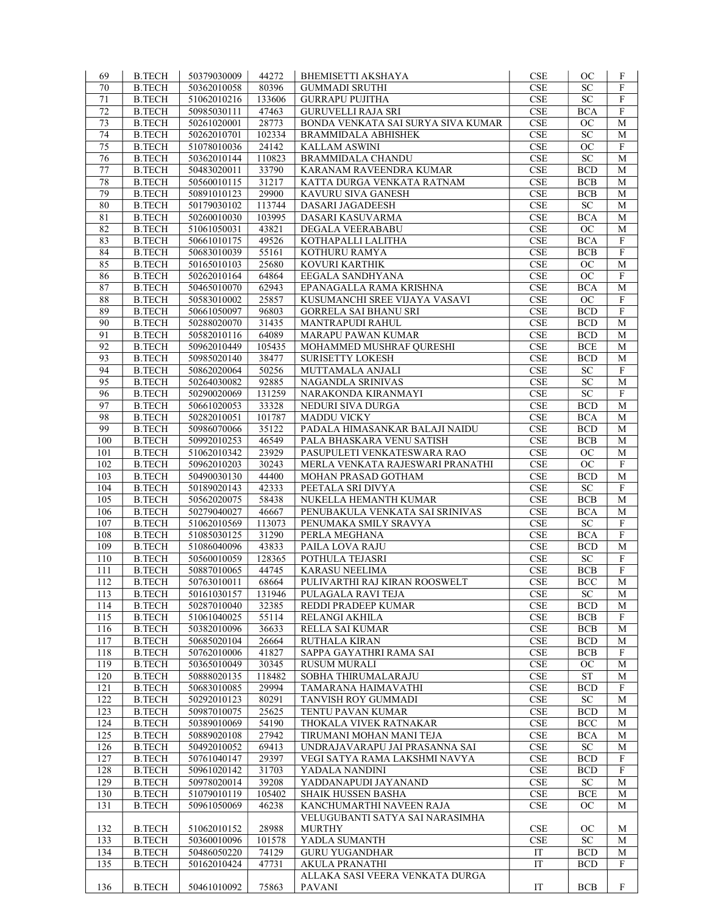| 69 | B.TECH | 50379030009 | 44272 | BHEMISETTI AKSHAYA | CSE | OC | F |
|---|---|---|---|---|---|---|---|
| 70 | B.TECH | 50362010058 | 80396 | GUMMADI SRUTHI | CSE | SC | F |
| 71 | B.TECH | 51062010216 | 133606 | GURRAPU PUJITHA | CSE | SC | F |
| 72 | B.TECH | 50985030111 | 47463 | GURUVELLI RAJA SRI | CSE | BCA | F |
| 73 | B.TECH | 50261020001 | 28773 | BONDA VENKATA SAI SURYA SIVA KUMAR | CSE | OC | M |
| 74 | B.TECH | 50262010701 | 102334 | BRAMMIDALA ABHISHEK | CSE | SC | M |
| 75 | B.TECH | 51078010036 | 24142 | KALLAM ASWINI | CSE | OC | F |
| 76 | B.TECH | 50362010144 | 110823 | BRAMMIDALA CHANDU | CSE | SC | M |
| 77 | B.TECH | 50483020011 | 33790 | KARANAM RAVEENDRA KUMAR | CSE | BCD | M |
| 78 | B.TECH | 50560010115 | 31217 | KATTA DURGA VENKATA RATNAM | CSE | BCB | M |
| 79 | B.TECH | 50891010123 | 29900 | KAVURU SIVA GANESH | CSE | BCB | M |
| 80 | B.TECH | 50179030102 | 113744 | DASARI JAGADEESH | CSE | SC | M |
| 81 | B.TECH | 50260010030 | 103995 | DASARI KASUVARMA | CSE | BCA | M |
| 82 | B.TECH | 51061050031 | 43821 | DEGALA VEERABABU | CSE | OC | M |
| 83 | B.TECH | 50661010175 | 49526 | KOTHAPALLI LALITHA | CSE | BCA | F |
| 84 | B.TECH | 50683010039 | 55161 | KOTHURU RAMYA | CSE | BCB | F |
| 85 | B.TECH | 50165010103 | 25680 | KOVURI KARTHIK | CSE | OC | M |
| 86 | B.TECH | 50262010164 | 64864 | EEGALA SANDHYANA | CSE | OC | F |
| 87 | B.TECH | 50465010070 | 62943 | EPANAGALLA RAMA KRISHNA | CSE | BCA | M |
| 88 | B.TECH | 50583010002 | 25857 | KUSUMANCHI SREE VIJAYA VASAVI | CSE | OC | F |
| 89 | B.TECH | 50661050097 | 96803 | GORRELA SAI BHANU SRI | CSE | BCD | F |
| 90 | B.TECH | 50288020070 | 31435 | MANTRAPUDI RAHUL | CSE | BCD | M |
| 91 | B.TECH | 50582010116 | 64089 | MARAPU PAWAN KUMAR | CSE | BCD | M |
| 92 | B.TECH | 50962010449 | 105435 | MOHAMMED MUSHRAF QURESHI | CSE | BCE | M |
| 93 | B.TECH | 50985020140 | 38477 | SURISETTY LOKESH | CSE | BCD | M |
| 94 | B.TECH | 50862020064 | 50256 | MUTTAMALA ANJALI | CSE | SC | F |
| 95 | B.TECH | 50264030082 | 92885 | NAGANDLA SRINIVAS | CSE | SC | M |
| 96 | B.TECH | 50290020069 | 131259 | NARAKONDA KIRANMAYI | CSE | SC | F |
| 97 | B.TECH | 50661020053 | 33328 | NEDURI SIVA DURGA | CSE | BCD | M |
| 98 | B.TECH | 50282010051 | 101787 | MADDU VICKY | CSE | BCA | M |
| 99 | B.TECH | 50986070066 | 35122 | PADALA HIMASANKAR BALAJI NAIDU | CSE | BCD | M |
| 100 | B.TECH | 50992010253 | 46549 | PALA BHASKARA VENU SATISH | CSE | BCB | M |
| 101 | B.TECH | 51062010342 | 23929 | PASUPULETI VENKATESWARA RAO | CSE | OC | M |
| 102 | B.TECH | 50962010203 | 30243 | MERLA VENKATA RAJESWARI PRANATHI | CSE | OC | F |
| 103 | B.TECH | 50490030130 | 44400 | MOHAN PRASAD GOTHAM | CSE | BCD | M |
| 104 | B.TECH | 50189020143 | 42333 | PEETALA SRI DIVYA | CSE | SC | F |
| 105 | B.TECH | 50562020075 | 58438 | NUKELLA HEMANTH KUMAR | CSE | BCB | M |
| 106 | B.TECH | 50279040027 | 46667 | PENUBAKULA VENKATA SAI SRINIVAS | CSE | BCA | M |
| 107 | B.TECH | 51062010569 | 113073 | PENUMAKA SMILY SRAVYA | CSE | SC | F |
| 108 | B.TECH | 51085030125 | 31290 | PERLA MEGHANA | CSE | BCA | F |
| 109 | B.TECH | 51086040096 | 43833 | PAILA LOVA RAJU | CSE | BCD | M |
| 110 | B.TECH | 50560010059 | 128365 | POTHULA TEJASRI | CSE | SC | F |
| 111 | B.TECH | 50887010065 | 44745 | KARASU NEELIMA | CSE | BCB | F |
| 112 | B.TECH | 50763010011 | 68664 | PULIVARTHI RAJ KIRAN ROOSWELT | CSE | BCC | M |
| 113 | B.TECH | 50161030157 | 131946 | PULAGALA RAVI TEJA | CSE | SC | M |
| 114 | B.TECH | 50287010040 | 32385 | REDDI PRADEEP KUMAR | CSE | BCD | M |
| 115 | B.TECH | 51061040025 | 55114 | RELANGI AKHILA | CSE | BCB | F |
| 116 | B.TECH | 50382010096 | 36633 | RELLA SAI KUMAR | CSE | BCB | M |
| 117 | B.TECH | 50685020104 | 26664 | RUTHALA KIRAN | CSE | BCD | M |
| 118 | B.TECH | 50762010006 | 41827 | SAPPA GAYATHRI RAMA SAI | CSE | BCB | F |
| 119 | B.TECH | 50365010049 | 30345 | RUSUM MURALI | CSE | OC | M |
| 120 | B.TECH | 50888020135 | 118482 | SOBHA THIRUMALARAJU | CSE | ST | M |
| 121 | B.TECH | 50683010085 | 29994 | TAMARANA HAIMAVATHI | CSE | BCD | F |
| 122 | B.TECH | 50292010123 | 80291 | TANVISH ROY GUMMADI | CSE | SC | M |
| 123 | B.TECH | 50987010075 | 25625 | TENTU PAVAN KUMAR | CSE | BCD | M |
| 124 | B.TECH | 50389010069 | 54190 | THOKALA VIVEK RATNAKAR | CSE | BCC | M |
| 125 | B.TECH | 50889020108 | 27942 | TIRUMANI MOHAN MANI TEJA | CSE | BCA | M |
| 126 | B.TECH | 50492010052 | 69413 | UNDRAJAVARAPU JAI PRASANNA SAI | CSE | SC | M |
| 127 | B.TECH | 50761040147 | 29397 | VEGI SATYA RAMA LAKSHMI NAVYA | CSE | BCD | F |
| 128 | B.TECH | 50961020142 | 31703 | YADALA NANDINI | CSE | BCD | F |
| 129 | B.TECH | 50978020014 | 39208 | YADDANAPUDI JAYANAND | CSE | SC | M |
| 130 | B.TECH | 51079010119 | 105402 | SHAIK HUSSEN BASHA | CSE | BCE | M |
| 131 | B.TECH | 50961050069 | 46238 | KANCHUMARTHI NAVEEN RAJA | CSE | OC | M |
| 132 | B.TECH | 51062010152 | 28988 | VELUGUBANTI SATYA SAI NARASIMHA MURTHY | CSE | OC | M |
| 133 | B.TECH | 50360010096 | 101578 | YADLA SUMANTH | CSE | SC | M |
| 134 | B.TECH | 50486050220 | 74129 | GURU YUGANDHAR | IT | BCD | M |
| 135 | B.TECH | 50162010424 | 47731 | AKULA PRANATHI | IT | BCD | F |
| 136 | B.TECH | 50461010092 | 75863 | ALLAKA SASI VEERA VENKATA DURGA PAVANI | IT | BCB | F |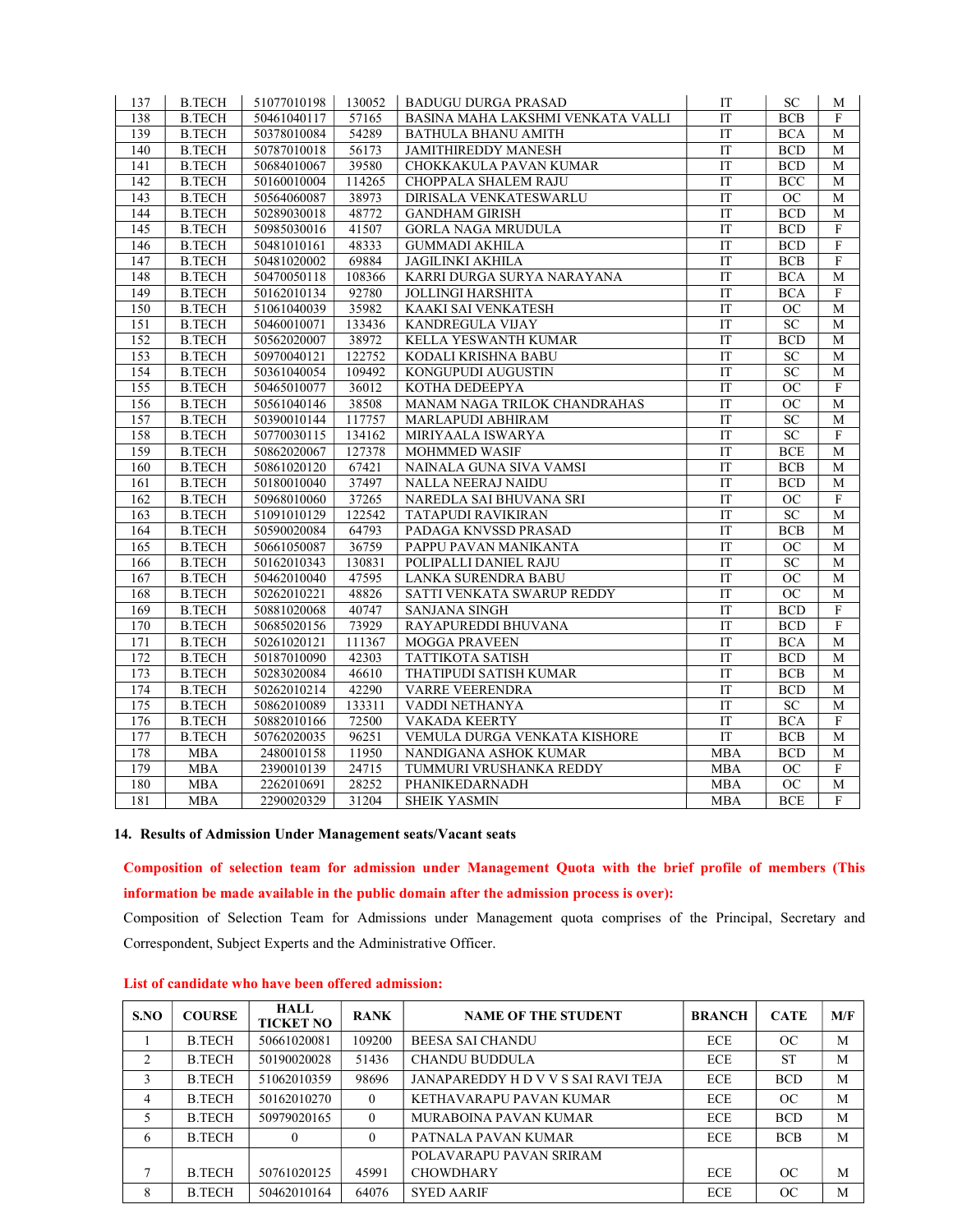| 137 | B.TECH | 51077010198 | 130052 | BADUGU DURGA PRASAD | IT | SC | M |
|---|---|---|---|---|---|---|---|
| 138 | B.TECH | 50461040117 | 57165 | BASINA MAHA LAKSHMI VENKATA VALLI | IT | BCB | F |
| 139 | B.TECH | 50378010084 | 54289 | BATHULA BHANU AMITH | IT | BCA | M |
| 140 | B.TECH | 50787010018 | 56173 | JAMITHIREDDY MANESH | IT | BCD | M |
| 141 | B.TECH | 50684010067 | 39580 | CHOKKAKULA PAVAN KUMAR | IT | BCD | M |
| 142 | B.TECH | 50160010004 | 114265 | CHOPPALA SHALEM RAJU | IT | BCC | M |
| 143 | B.TECH | 50564060087 | 38973 | DIRISALA VENKATESWARLU | IT | OC | M |
| 144 | B.TECH | 50289030018 | 48772 | GANDHAM GIRISH | IT | BCD | M |
| 145 | B.TECH | 50985030016 | 41507 | GORLA NAGA MRUDULA | IT | BCD | F |
| 146 | B.TECH | 50481010161 | 48333 | GUMMADI AKHILA | IT | BCD | F |
| 147 | B.TECH | 50481020002 | 69884 | JAGILINKI AKHILA | IT | BCB | F |
| 148 | B.TECH | 50470050118 | 108366 | KARRI DURGA SURYA NARAYANA | IT | BCA | M |
| 149 | B.TECH | 50162010134 | 92780 | JOLLINGI HARSHITA | IT | BCA | F |
| 150 | B.TECH | 51061040039 | 35982 | KAAKI SAI VENKATESH | IT | OC | M |
| 151 | B.TECH | 50460010071 | 133436 | KANDREGULA VIJAY | IT | SC | M |
| 152 | B.TECH | 50562020007 | 38972 | KELLA YESWANTH KUMAR | IT | BCD | M |
| 153 | B.TECH | 50970040121 | 122752 | KODALI KRISHNA BABU | IT | SC | M |
| 154 | B.TECH | 50361040054 | 109492 | KONGUPUDI AUGUSTIN | IT | SC | M |
| 155 | B.TECH | 50465010077 | 36012 | KOTHA DEDEEPYA | IT | OC | F |
| 156 | B.TECH | 50561040146 | 38508 | MANAM NAGA TRILOK CHANDRAHAS | IT | OC | M |
| 157 | B.TECH | 50390010144 | 117757 | MARLAPUDI ABHIRAM | IT | SC | M |
| 158 | B.TECH | 50770030115 | 134162 | MIRIYAALA ISWARYA | IT | SC | F |
| 159 | B.TECH | 50862020067 | 127378 | MOHMMED WASIF | IT | BCE | M |
| 160 | B.TECH | 50861020120 | 67421 | NAINALA GUNA SIVA VAMSI | IT | BCB | M |
| 161 | B.TECH | 50180010040 | 37497 | NALLA NEERAJ NAIDU | IT | BCD | M |
| 162 | B.TECH | 50968010060 | 37265 | NAREDLA SAI BHUVANA SRI | IT | OC | F |
| 163 | B.TECH | 51091010129 | 122542 | TATAPUDI RAVIKIRAN | IT | SC | M |
| 164 | B.TECH | 50590020084 | 64793 | PADAGA KNVSSD PRASAD | IT | BCB | M |
| 165 | B.TECH | 50661050087 | 36759 | PAPPU PAVAN MANIKANTA | IT | OC | M |
| 166 | B.TECH | 50162010343 | 130831 | POLIPALLI DANIEL RAJU | IT | SC | M |
| 167 | B.TECH | 50462010040 | 47595 | LANKA SURENDRA BABU | IT | OC | M |
| 168 | B.TECH | 50262010221 | 48826 | SATTI VENKATA SWARUP REDDY | IT | OC | M |
| 169 | B.TECH | 50881020068 | 40747 | SANJANA SINGH | IT | BCD | F |
| 170 | B.TECH | 50685020156 | 73929 | RAYAPUREDDI BHUVANA | IT | BCD | F |
| 171 | B.TECH | 50261020121 | 111367 | MOGGA PRAVEEN | IT | BCA | M |
| 172 | B.TECH | 50187010090 | 42303 | TATTIKOTA SATISH | IT | BCD | M |
| 173 | B.TECH | 50283020084 | 46610 | THATIPUDI SATISH KUMAR | IT | BCB | M |
| 174 | B.TECH | 50262010214 | 42290 | VARRE VEERENDRA | IT | BCD | M |
| 175 | B.TECH | 50862010089 | 133311 | VADDI NETHANYA | IT | SC | M |
| 176 | B.TECH | 50882010166 | 72500 | VAKADA KEERTY | IT | BCA | F |
| 177 | B.TECH | 50762020035 | 96251 | VEMULA DURGA VENKATA KISHORE | IT | BCB | M |
| 178 | MBA | 2480010158 | 11950 | NANDIGANA ASHOK KUMAR | MBA | BCD | M |
| 179 | MBA | 2390010139 | 24715 | TUMMURI VRUSHANKA REDDY | MBA | OC | F |
| 180 | MBA | 2262010691 | 28252 | PHANIKEDARNADH | MBA | OC | M |
| 181 | MBA | 2290020329 | 31204 | SHEIK YASMIN | MBA | BCE | F |

**14. Results of Admission Under Management seats/Vacant seats**

**Composition of selection team for admission under Management Quota with the brief profile of members (This information be made available in the public domain after the admission process is over):**

Composition of Selection Team for Admissions under Management quota comprises of the Principal, Secretary and Correspondent, Subject Experts and the Administrative Officer.

**List of candidate who have been offered admission:**

| S.NO | COURSE | HALL TICKET NO | RANK | NAME OF THE STUDENT | BRANCH | CATE | M/F |
|---|---|---|---|---|---|---|---|
| 1 | B.TECH | 50661020081 | 109200 | BEESA SAI CHANDU | ECE | OC | M |
| 2 | B.TECH | 50190020028 | 51436 | CHANDU BUDDULA | ECE | ST | M |
| 3 | B.TECH | 51062010359 | 98696 | JANAPAREDDY H D V V S SAI RAVI TEJA | ECE | BCD | M |
| 4 | B.TECH | 50162010270 | 0 | KETHAVARAPU PAVAN KUMAR | ECE | OC | M |
| 5 | B.TECH | 50979020165 | 0 | MURABOINA PAVAN KUMAR | ECE | BCD | M |
| 6 | B.TECH | 0 | 0 | PATNALA PAVAN KUMAR | ECE | BCB | M |
| 7 | B.TECH | 50761020125 | 45991 | POLAVARAPU PAVAN SRIRAM CHOWDHARY | ECE | OC | M |
| 8 | B.TECH | 50462010164 | 64076 | SYED AARIF | ECE | OC | M |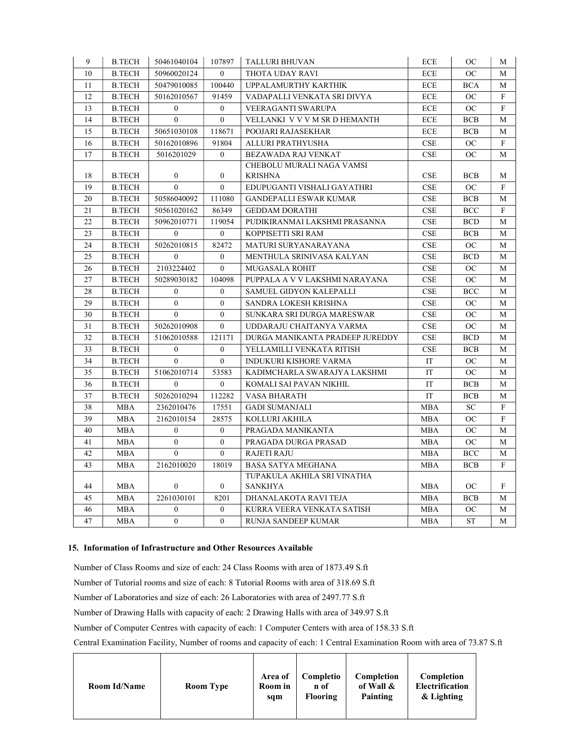| 9 | B.TECH | 50461040104 | 107897 | TALLURI BHUVAN | ECE | OC | M |
|---|---|---|---|---|---|---|---|
| 10 | B.TECH | 50960020124 | 0 | THOTA UDAY RAVI | ECE | OC | M |
| 11 | B.TECH | 50479010085 | 100440 | UPPALAMURTHY KARTHIK | ECE | BCA | M |
| 12 | B.TECH | 50162010567 | 91459 | VADAPALLI VENKATA SRI DIVYA | ECE | OC | F |
| 13 | B.TECH | 0 | 0 | VEERAGANTI SWARUPA | ECE | OC | F |
| 14 | B.TECH | 0 | 0 | VELLANKI V V V M SR D HEMANTH | ECE | BCB | M |
| 15 | B.TECH | 50651030108 | 118671 | POOJARI RAJASEKHAR | ECE | BCB | M |
| 16 | B.TECH | 50162010896 | 91804 | ALLURI PRATHYUSHA | CSE | OC | F |
| 17 | B.TECH | 5016201029 | 0 | BEZAWADA RAJ VENKAT | CSE | OC | M |
| 18 | B.TECH | 0 | 0 | CHEBOLU MURALI NAGA VAMSI KRISHNA | CSE | BCB | M |
| 19 | B.TECH | 0 | 0 | EDUPUGANTI VISHALI GAYATHRI | CSE | OC | F |
| 20 | B.TECH | 50586040092 | 111080 | GANDEPALLI ESWAR KUMAR | CSE | BCB | M |
| 21 | B.TECH | 50561020162 | 86349 | GEDDAM DORATHI | CSE | BCC | F |
| 22 | B.TECH | 50962010771 | 119054 | PUDIKIRANMAI LAKSHMI PRASANNA | CSE | BCD | M |
| 23 | B.TECH | 0 | 0 | KOPPISETTI SRI RAM | CSE | BCB | M |
| 24 | B.TECH | 50262010815 | 82472 | MATURI SURYANARAYANA | CSE | OC | M |
| 25 | B.TECH | 0 | 0 | MENTHULA SRINIVASA KALYAN | CSE | BCD | M |
| 26 | B.TECH | 2103224402 | 0 | MUGASALA ROHIT | CSE | OC | M |
| 27 | B.TECH | 50289030182 | 104098 | PUPPALA A V V LAKSHMI NARAYANA | CSE | OC | M |
| 28 | B.TECH | 0 | 0 | SAMUEL GIDYON KALEPALLI | CSE | BCC | M |
| 29 | B.TECH | 0 | 0 | SANDRA LOKESH KRISHNA | CSE | OC | M |
| 30 | B.TECH | 0 | 0 | SUNKARA SRI DURGA MARESWAR | CSE | OC | M |
| 31 | B.TECH | 50262010908 | 0 | UDDARAJU CHAITANYA VARMA | CSE | OC | M |
| 32 | B.TECH | 51062010588 | 121171 | DURGA MANIKANTA PRADEEP JUREDDY | CSE | BCD | M |
| 33 | B.TECH | 0 | 0 | YELLAMILLI VENKATA RITISH | CSE | BCB | M |
| 34 | B.TECH | 0 | 0 | INDUKURI KISHORE VARMA | IT | OC | M |
| 35 | B.TECH | 51062010714 | 53583 | KADIMCHARLA SWARAJYA LAKSHMI | IT | OC | M |
| 36 | B.TECH | 0 | 0 | KOMALI SAI PAVAN NIKHIL | IT | BCB | M |
| 37 | B.TECH | 50262010294 | 112282 | VASA BHARATH | IT | BCB | M |
| 38 | MBA | 2362010476 | 17551 | GADI SUMANJALI | MBA | SC | F |
| 39 | MBA | 2162010154 | 28575 | KOLLURI AKHILA | MBA | OC | F |
| 40 | MBA | 0 | 0 | PRAGADA MANIKANTA | MBA | OC | M |
| 41 | MBA | 0 | 0 | PRAGADA DURGA PRASAD | MBA | OC | M |
| 42 | MBA | 0 | 0 | RAJETI RAJU | MBA | BCC | M |
| 43 | MBA | 2162010020 | 18019 | BASA SATYA MEGHANA | MBA | BCB | F |
| 44 | MBA | 0 | 0 | TUPAKULA AKHILA SRI VINATHA SANKHYA | MBA | OC | F |
| 45 | MBA | 2261030101 | 8201 | DHANALAKOTA RAVI TEJA | MBA | BCB | M |
| 46 | MBA | 0 | 0 | KURRA VEERA VENKATA SATISH | MBA | OC | M |
| 47 | MBA | 0 | 0 | RUNJA SANDEEP KUMAR | MBA | ST | M |

### 15. Information of Infrastructure and Other Resources Available

Number of Class Rooms and size of each: 24 Class Rooms with area of 1873.49 S.ft

Number of Tutorial rooms and size of each: 8 Tutorial Rooms with area of 318.69 S.ft

Number of Laboratories and size of each: 26 Laboratories with area of 2497.77 S.ft

Number of Drawing Halls with capacity of each: 2 Drawing Halls with area of 349.97 S.ft

Number of Computer Centres with capacity of each: 1 Computer Centers with area of 158.33 S.ft

Central Examination Facility, Number of rooms and capacity of each: 1 Central Examination Room with area of 73.87 S.ft

| Room Id/Name | Room Type | Area of Room in sqm | Completion of Flooring | Completion of Wall & Painting | Completion Electrification & Lighting |
|---|---|---|---|---|---|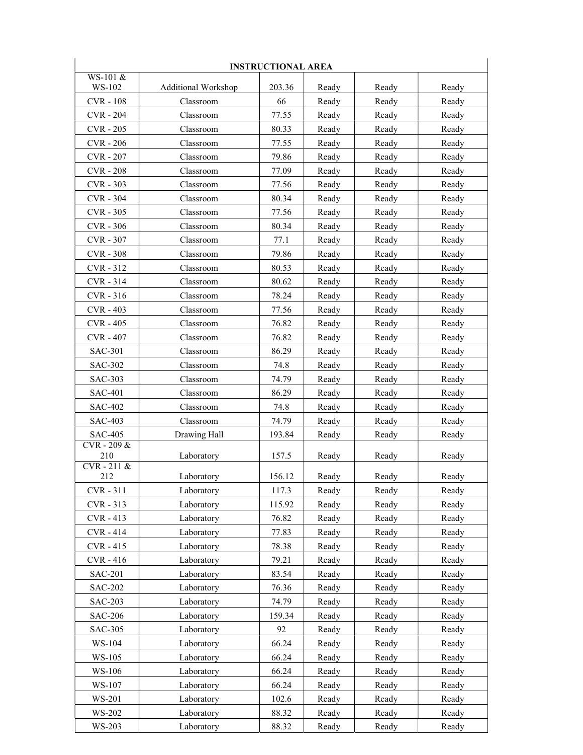| INSTRUCTIONAL AREA | | | | | |
|---|---|---|---|---|---|
| WS-101 & WS-102 | Additional Workshop | 203.36 | Ready | Ready | Ready |
| CVR - 108 | Classroom | 66 | Ready | Ready | Ready |
| CVR - 204 | Classroom | 77.55 | Ready | Ready | Ready |
| CVR - 205 | Classroom | 80.33 | Ready | Ready | Ready |
| CVR - 206 | Classroom | 77.55 | Ready | Ready | Ready |
| CVR - 207 | Classroom | 79.86 | Ready | Ready | Ready |
| CVR - 208 | Classroom | 77.09 | Ready | Ready | Ready |
| CVR - 303 | Classroom | 77.56 | Ready | Ready | Ready |
| CVR - 304 | Classroom | 80.34 | Ready | Ready | Ready |
| CVR - 305 | Classroom | 77.56 | Ready | Ready | Ready |
| CVR - 306 | Classroom | 80.34 | Ready | Ready | Ready |
| CVR - 307 | Classroom | 77.1 | Ready | Ready | Ready |
| CVR - 308 | Classroom | 79.86 | Ready | Ready | Ready |
| CVR - 312 | Classroom | 80.53 | Ready | Ready | Ready |
| CVR - 314 | Classroom | 80.62 | Ready | Ready | Ready |
| CVR - 316 | Classroom | 78.24 | Ready | Ready | Ready |
| CVR - 403 | Classroom | 77.56 | Ready | Ready | Ready |
| CVR - 405 | Classroom | 76.82 | Ready | Ready | Ready |
| CVR - 407 | Classroom | 76.82 | Ready | Ready | Ready |
| SAC-301 | Classroom | 86.29 | Ready | Ready | Ready |
| SAC-302 | Classroom | 74.8 | Ready | Ready | Ready |
| SAC-303 | Classroom | 74.79 | Ready | Ready | Ready |
| SAC-401 | Classroom | 86.29 | Ready | Ready | Ready |
| SAC-402 | Classroom | 74.8 | Ready | Ready | Ready |
| SAC-403 | Classroom | 74.79 | Ready | Ready | Ready |
| SAC-405 | Drawing Hall | 193.84 | Ready | Ready | Ready |
| CVR - 209 & 210 | Laboratory | 157.5 | Ready | Ready | Ready |
| CVR - 211 & 212 | Laboratory | 156.12 | Ready | Ready | Ready |
| CVR - 311 | Laboratory | 117.3 | Ready | Ready | Ready |
| CVR - 313 | Laboratory | 115.92 | Ready | Ready | Ready |
| CVR - 413 | Laboratory | 76.82 | Ready | Ready | Ready |
| CVR - 414 | Laboratory | 77.83 | Ready | Ready | Ready |
| CVR - 415 | Laboratory | 78.38 | Ready | Ready | Ready |
| CVR - 416 | Laboratory | 79.21 | Ready | Ready | Ready |
| SAC-201 | Laboratory | 83.54 | Ready | Ready | Ready |
| SAC-202 | Laboratory | 76.36 | Ready | Ready | Ready |
| SAC-203 | Laboratory | 74.79 | Ready | Ready | Ready |
| SAC-206 | Laboratory | 159.34 | Ready | Ready | Ready |
| SAC-305 | Laboratory | 92 | Ready | Ready | Ready |
| WS-104 | Laboratory | 66.24 | Ready | Ready | Ready |
| WS-105 | Laboratory | 66.24 | Ready | Ready | Ready |
| WS-106 | Laboratory | 66.24 | Ready | Ready | Ready |
| WS-107 | Laboratory | 66.24 | Ready | Ready | Ready |
| WS-201 | Laboratory | 102.6 | Ready | Ready | Ready |
| WS-202 | Laboratory | 88.32 | Ready | Ready | Ready |
| WS-203 | Laboratory | 88.32 | Ready | Ready | Ready |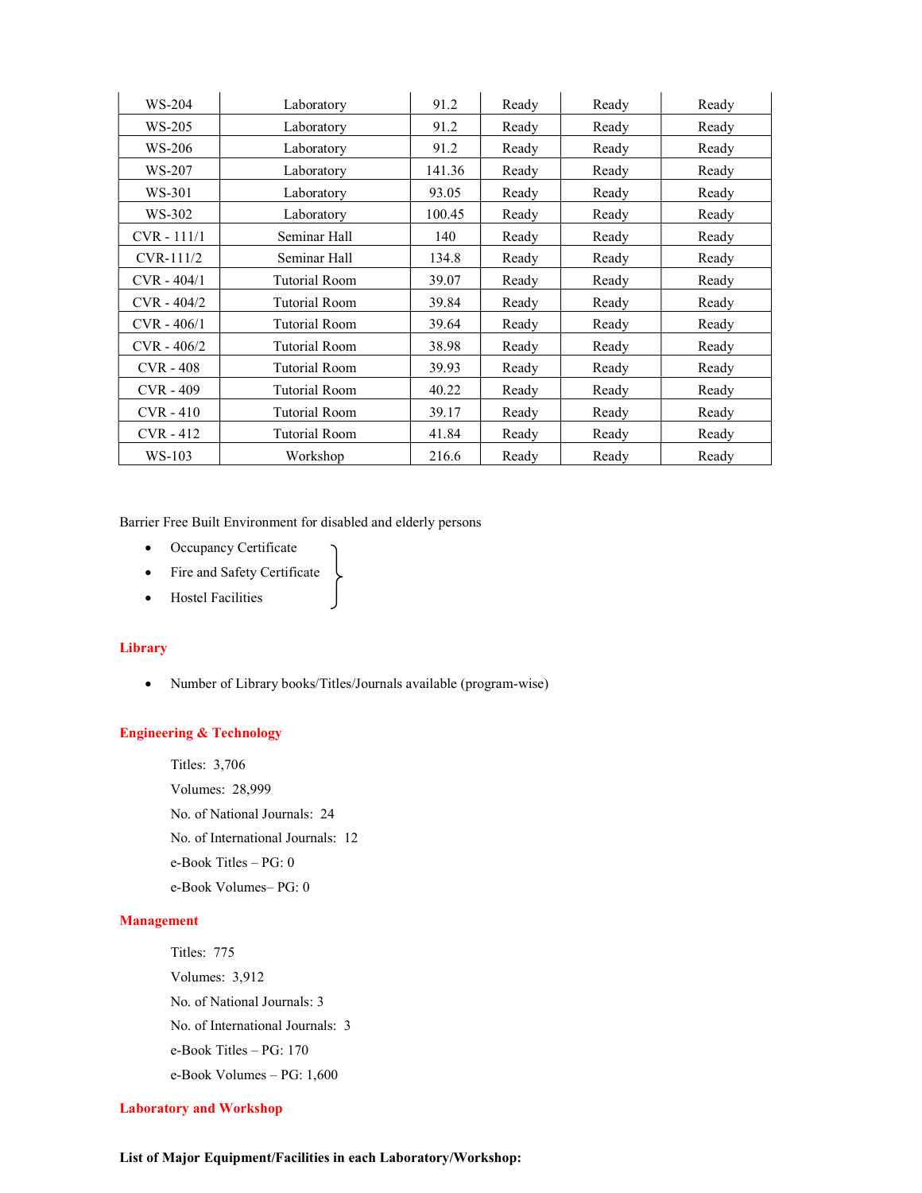| WS-204 | Laboratory | 91.2 | Ready | Ready | Ready |
|---|---|---|---|---|---|
| WS-205 | Laboratory | 91.2 | Ready | Ready | Ready |
| WS-206 | Laboratory | 91.2 | Ready | Ready | Ready |
| WS-207 | Laboratory | 141.36 | Ready | Ready | Ready |
| WS-301 | Laboratory | 93.05 | Ready | Ready | Ready |
| WS-302 | Laboratory | 100.45 | Ready | Ready | Ready |
| CVR - 111/1 | Seminar Hall | 140 | Ready | Ready | Ready |
| CVR-111/2 | Seminar Hall | 134.8 | Ready | Ready | Ready |
| CVR - 404/1 | Tutorial Room | 39.07 | Ready | Ready | Ready |
| CVR - 404/2 | Tutorial Room | 39.84 | Ready | Ready | Ready |
| CVR - 406/1 | Tutorial Room | 39.64 | Ready | Ready | Ready |
| CVR - 406/2 | Tutorial Room | 38.98 | Ready | Ready | Ready |
| CVR - 408 | Tutorial Room | 39.93 | Ready | Ready | Ready |
| CVR - 409 | Tutorial Room | 40.22 | Ready | Ready | Ready |
| CVR - 410 | Tutorial Room | 39.17 | Ready | Ready | Ready |
| CVR - 412 | Tutorial Room | 41.84 | Ready | Ready | Ready |
| WS-103 | Workshop | 216.6 | Ready | Ready | Ready |

Barrier Free Built Environment for disabled and elderly persons

- Occupancy Certificate
- Fire and Safety Certificate
- Hostel Facilities

## Library

- Number of Library books/Titles/Journals available (program-wise)

### Engineering & Technology

Titles: 3,706

Volumes: 28,999

No. of National Journals: 24

No. of International Journals: 12

e-Book Titles – PG: 0

e-Book Volumes– PG: 0

### Management

Titles: 775

Volumes: 3,912

No. of National Journals: 3

No. of International Journals: 3

e-Book Titles – PG: 170

e-Book Volumes – PG: 1,600

## Laboratory and Workshop

**List of Major Equipment/Facilities in each Laboratory/Workshop:**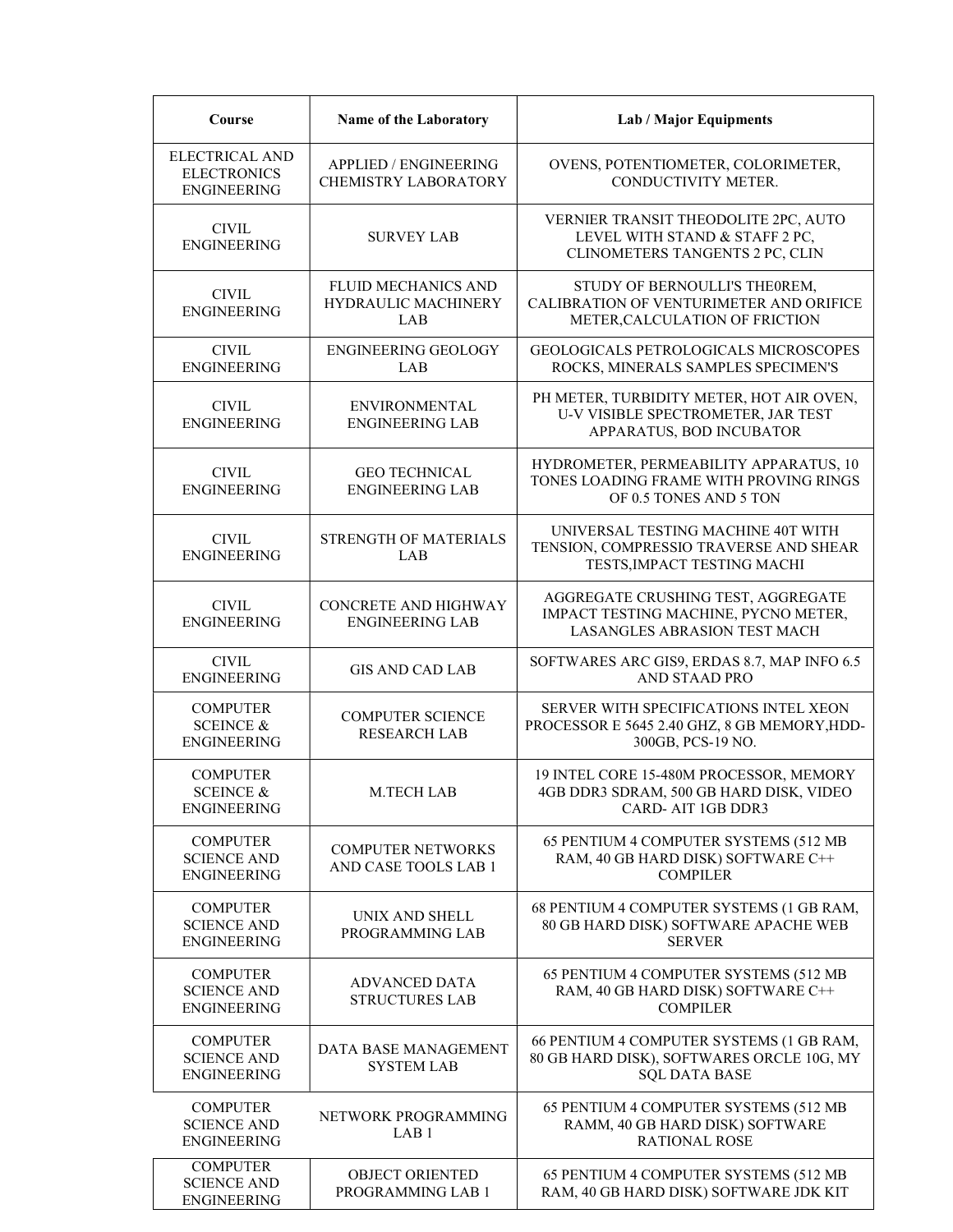| Course | Name of the Laboratory | Lab / Major Equipments |
|---|---|---|
| ELECTRICAL AND ELECTRONICS ENGINEERING | APPLIED / ENGINEERING CHEMISTRY LABORATORY | OVENS, POTENTIOMETER, COLORIMETER, CONDUCTIVITY METER. |
| CIVIL ENGINEERING | SURVEY LAB | VERNIER TRANSIT THEODOLITE 2PC, AUTO LEVEL WITH STAND & STAFF 2 PC, CLINOMETERS TANGENTS 2 PC, CLIN |
| CIVIL ENGINEERING | FLUID MECHANICS AND HYDRAULIC MACHINERY LAB | STUDY OF BERNOULLI'S THE0REM, CALIBRATION OF VENTURIMETER AND ORIFICE METER,CALCULATION OF FRICTION |
| CIVIL ENGINEERING | ENGINEERING GEOLOGY LAB | GEOLOGICALS PETROLOGICALS MICROSCOPES ROCKS, MINERALS SAMPLES SPECIMEN'S |
| CIVIL ENGINEERING | ENVIRONMENTAL ENGINEERING LAB | PH METER, TURBIDITY METER, HOT AIR OVEN, U-V VISIBLE SPECTROMETER, JAR TEST APPARATUS, BOD INCUBATOR |
| CIVIL ENGINEERING | GEO TECHNICAL ENGINEERING LAB | HYDROMETER, PERMEABILITY APPARATUS, 10 TONES LOADING FRAME WITH PROVING RINGS OF 0.5 TONES AND 5 TON |
| CIVIL ENGINEERING | STRENGTH OF MATERIALS LAB | UNIVERSAL TESTING MACHINE 40T WITH TENSION, COMPRESSIO TRAVERSE AND SHEAR TESTS,IMPACT TESTING MACHI |
| CIVIL ENGINEERING | CONCRETE AND HIGHWAY ENGINEERING LAB | AGGREGATE CRUSHING TEST, AGGREGATE IMPACT TESTING MACHINE, PYCNO METER, LASANGLES ABRASION TEST MACH |
| CIVIL ENGINEERING | GIS AND CAD LAB | SOFTWARES ARC GIS9, ERDAS 8.7, MAP INFO 6.5 AND STAAD PRO |
| COMPUTER SCEINCE & ENGINEERING | COMPUTER SCIENCE RESEARCH LAB | SERVER WITH SPECIFICATIONS INTEL XEON PROCESSOR E 5645 2.40 GHZ, 8 GB MEMORY,HDD-300GB, PCS-19 NO. |
| COMPUTER SCEINCE & ENGINEERING | M.TECH LAB | 19 INTEL CORE 15-480M PROCESSOR, MEMORY 4GB DDR3 SDRAM, 500 GB HARD DISK, VIDEO CARD- AIT 1GB DDR3 |
| COMPUTER SCIENCE AND ENGINEERING | COMPUTER NETWORKS AND CASE TOOLS LAB 1 | 65 PENTIUM 4 COMPUTER SYSTEMS (512 MB RAM, 40 GB HARD DISK) SOFTWARE C++ COMPILER |
| COMPUTER SCIENCE AND ENGINEERING | UNIX AND SHELL PROGRAMMING LAB | 68 PENTIUM 4 COMPUTER SYSTEMS (1 GB RAM, 80 GB HARD DISK) SOFTWARE APACHE WEB SERVER |
| COMPUTER SCIENCE AND ENGINEERING | ADVANCED DATA STRUCTURES LAB | 65 PENTIUM 4 COMPUTER SYSTEMS (512 MB RAM, 40 GB HARD DISK) SOFTWARE C++ COMPILER |
| COMPUTER SCIENCE AND ENGINEERING | DATA BASE MANAGEMENT SYSTEM LAB | 66 PENTIUM 4 COMPUTER SYSTEMS (1 GB RAM, 80 GB HARD DISK), SOFTWARES ORCLE 10G, MY SQL DATA BASE |
| COMPUTER SCIENCE AND ENGINEERING | NETWORK PROGRAMMING LAB 1 | 65 PENTIUM 4 COMPUTER SYSTEMS (512 MB RAMM, 40 GB HARD DISK) SOFTWARE RATIONAL ROSE |
| COMPUTER SCIENCE AND ENGINEERING | OBJECT ORIENTED PROGRAMMING LAB 1 | 65 PENTIUM 4 COMPUTER SYSTEMS (512 MB RAM, 40 GB HARD DISK) SOFTWARE JDK KIT |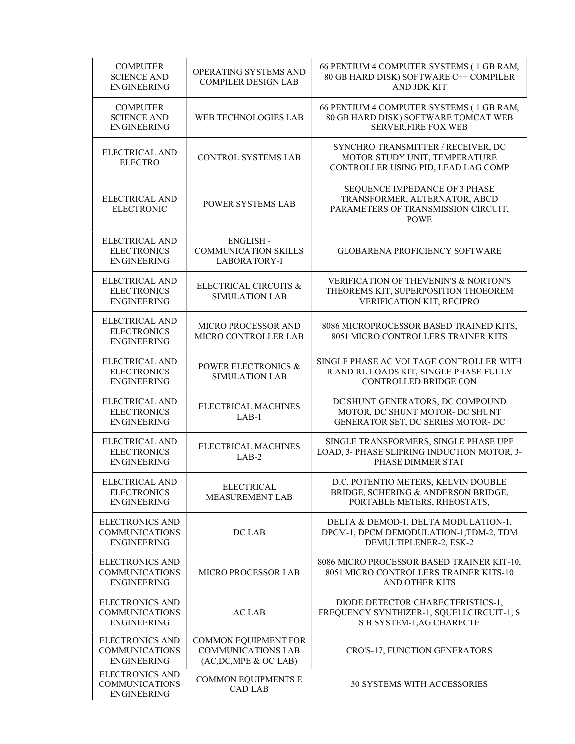| COMPUTER SCIENCE AND ENGINEERING | OPERATING SYSTEMS AND COMPILER DESIGN LAB | 66 PENTIUM 4 COMPUTER SYSTEMS ( 1 GB RAM, 80 GB HARD DISK) SOFTWARE C++ COMPILER AND JDK KIT |
|---|---|---|
| COMPUTER SCIENCE AND ENGINEERING | WEB TECHNOLOGIES LAB | 66 PENTIUM 4 COMPUTER SYSTEMS ( 1 GB RAM, 80 GB HARD DISK) SOFTWARE TOMCAT WEB SERVER,FIRE FOX WEB |
| ELECTRICAL AND ELECTRO | CONTROL SYSTEMS LAB | SYNCHRO TRANSMITTER / RECEIVER, DC MOTOR STUDY UNIT, TEMPERATURE CONTROLLER USING PID, LEAD LAG COMP |
| ELECTRICAL AND ELECTRONIC | POWER SYSTEMS LAB | SEQUENCE IMPEDANCE OF 3 PHASE TRANSFORMER, ALTERNATOR, ABCD PARAMETERS OF TRANSMISSION CIRCUIT, POWE |
| ELECTRICAL AND ELECTRONICS ENGINEERING | ENGLISH - COMMUNICATION SKILLS LABORATORY-I | GLOBARENA PROFICIENCY SOFTWARE |
| ELECTRICAL AND ELECTRONICS ENGINEERING | ELECTRICAL CIRCUITS & SIMULATION LAB | VERIFICATION OF THEVENIN'S & NORTON'S THEOREMS KIT, SUPERPOSITION THOEOREM VERIFICATION KIT, RECIPRO |
| ELECTRICAL AND ELECTRONICS ENGINEERING | MICRO PROCESSOR AND MICRO CONTROLLER LAB | 8086 MICROPROCESSOR BASED TRAINED KITS, 8051 MICRO CONTROLLERS TRAINER KITS |
| ELECTRICAL AND ELECTRONICS ENGINEERING | POWER ELECTRONICS & SIMULATION LAB | SINGLE PHASE AC VOLTAGE CONTROLLER WITH R AND RL LOADS KIT, SINGLE PHASE FULLY CONTROLLED BRIDGE CON |
| ELECTRICAL AND ELECTRONICS ENGINEERING | ELECTRICAL MACHINES LAB-1 | DC SHUNT GENERATORS, DC COMPOUND MOTOR, DC SHUNT MOTOR- DC SHUNT GENERATOR SET, DC SERIES MOTOR- DC |
| ELECTRICAL AND ELECTRONICS ENGINEERING | ELECTRICAL MACHINES LAB-2 | SINGLE TRANSFORMERS, SINGLE PHASE UPF LOAD, 3- PHASE SLIPRING INDUCTION MOTOR, 3- PHASE DIMMER STAT |
| ELECTRICAL AND ELECTRONICS ENGINEERING | ELECTRICAL MEASUREMENT LAB | D.C. POTENTIO METERS, KELVIN DOUBLE BRIDGE, SCHERING & ANDERSON BRIDGE, PORTABLE METERS, RHEOSTATS, |
| ELECTRONICS AND COMMUNICATIONS ENGINEERING | DC LAB | DELTA & DEMOD-1, DELTA MODULATION-1, DPCM-1, DPCM DEMODULATION-1,TDM-2, TDM DEMULTIPLENER-2, ESK-2 |
| ELECTRONICS AND COMMUNICATIONS ENGINEERING | MICRO PROCESSOR LAB | 8086 MICRO PROCESSOR BASED TRAINER KIT-10, 8051 MICRO CONTROLLERS TRAINER KITS-10 AND OTHER KITS |
| ELECTRONICS AND COMMUNICATIONS ENGINEERING | AC LAB | DIODE DETECTOR CHARECTERISTICS-1, FREQUENCY SYNTHIZER-1, SQUELLCIRCUIT-1, S S B SYSTEM-1,AG CHARECTE |
| ELECTRONICS AND COMMUNICATIONS ENGINEERING | COMMON EQUIPMENT FOR COMMUNICATIONS LAB (AC,DC,MPE & OC LAB) | CRO'S-17, FUNCTION GENERATORS |
| ELECTRONICS AND COMMUNICATIONS ENGINEERING | COMMON EQUIPMENTS E CAD LAB | 30 SYSTEMS WITH ACCESSORIES |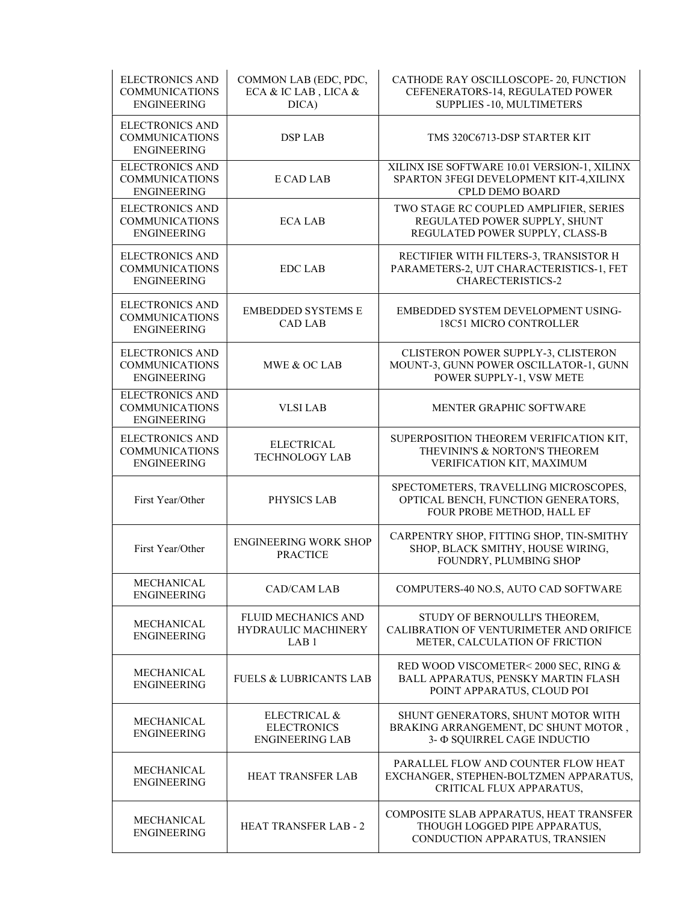| ELECTRONICS AND COMMUNICATIONS ENGINEERING | COMMON LAB (EDC, PDC, ECA & IC LAB , LICA & DICA) | CATHODE RAY OSCILLOSCOPE- 20, FUNCTION CEFENERATORS-14, REGULATED POWER SUPPLIES -10, MULTIMETERS |
|---|---|---|
| ELECTRONICS AND COMMUNICATIONS ENGINEERING | DSP LAB | TMS 320C6713-DSP STARTER KIT |
| ELECTRONICS AND COMMUNICATIONS ENGINEERING | E CAD LAB | XILINX ISE SOFTWARE 10.01 VERSION-1, XILINX SPARTON 3FEGI DEVELOPMENT KIT-4,XILINX CPLD DEMO BOARD |
| ELECTRONICS AND COMMUNICATIONS ENGINEERING | ECA LAB | TWO STAGE RC COUPLED AMPLIFIER, SERIES REGULATED POWER SUPPLY, SHUNT REGULATED POWER SUPPLY, CLASS-B |
| ELECTRONICS AND COMMUNICATIONS ENGINEERING | EDC LAB | RECTIFIER WITH FILTERS-3, TRANSISTOR H PARAMETERS-2, UJT CHARACTERISTICS-1, FET CHARECTERISTICS-2 |
| ELECTRONICS AND COMMUNICATIONS ENGINEERING | EMBEDDED SYSTEMS E CAD LAB | EMBEDDED SYSTEM DEVELOPMENT USING-18C51 MICRO CONTROLLER |
| ELECTRONICS AND COMMUNICATIONS ENGINEERING | MWE & OC LAB | CLISTERON POWER SUPPLY-3, CLISTERON MOUNT-3, GUNN POWER OSCILLATOR-1, GUNN POWER SUPPLY-1, VSW METE |
| ELECTRONICS AND COMMUNICATIONS ENGINEERING | VLSI LAB | MENTER GRAPHIC SOFTWARE |
| ELECTRONICS AND COMMUNICATIONS ENGINEERING | ELECTRICAL TECHNOLOGY LAB | SUPERPOSITION THEOREM VERIFICATION KIT, THEVININ'S & NORTON'S THEOREM VERIFICATION KIT, MAXIMUM |
| First Year/Other | PHYSICS LAB | SPECTOMETERS, TRAVELLING MICROSCOPES, OPTICAL BENCH, FUNCTION GENERATORS, FOUR PROBE METHOD, HALL EF |
| First Year/Other | ENGINEERING WORK SHOP PRACTICE | CARPENTRY SHOP, FITTING SHOP, TIN-SMITHY SHOP, BLACK SMITHY, HOUSE WIRING, FOUNDRY, PLUMBING SHOP |
| MECHANICAL ENGINEERING | CAD/CAM LAB | COMPUTERS-40 NO.S, AUTO CAD SOFTWARE |
| MECHANICAL ENGINEERING | FLUID MECHANICS AND HYDRAULIC MACHINERY LAB 1 | STUDY OF BERNOULLI'S THEOREM, CALIBRATION OF VENTURIMETER AND ORIFICE METER, CALCULATION OF FRICTION |
| MECHANICAL ENGINEERING | FUELS & LUBRICANTS LAB | RED WOOD VISCOMETER< 2000 SEC, RING & BALL APPARATUS, PENSKY MARTIN FLASH POINT APPARATUS, CLOUD POI |
| MECHANICAL ENGINEERING | ELECTRICAL & ELECTRONICS ENGINEERING LAB | SHUNT GENERATORS, SHUNT MOTOR WITH BRAKING ARRANGEMENT, DC SHUNT MOTOR , 3- Φ SQUIRREL CAGE INDUCTIO |
| MECHANICAL ENGINEERING | HEAT TRANSFER LAB | PARALLEL FLOW AND COUNTER FLOW HEAT EXCHANGER, STEPHEN-BOLTZMEN APPARATUS, CRITICAL FLUX APPARATUS, |
| MECHANICAL ENGINEERING | HEAT TRANSFER LAB - 2 | COMPOSITE SLAB APPARATUS, HEAT TRANSFER THOUGH LOGGED PIPE APPARATUS, CONDUCTION APPARATUS, TRANSIEN |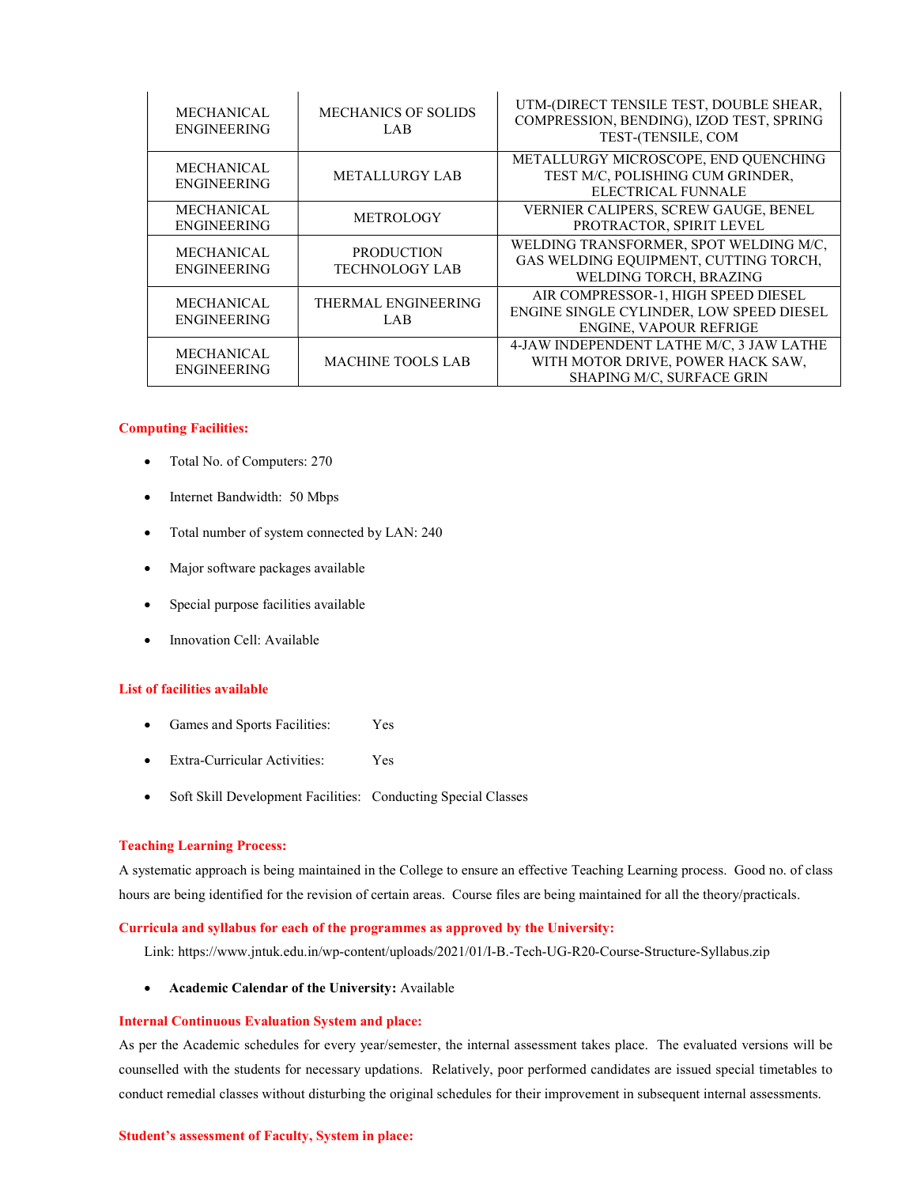| MECHANICAL ENGINEERING | MECHANICS OF SOLIDS LAB | UTM-(DIRECT TENSILE TEST, DOUBLE SHEAR, COMPRESSION, BENDING), IZOD TEST, SPRING TEST-(TENSILE, COM |
|---|---|---|
| MECHANICAL ENGINEERING | METALLURGY LAB | METALLURGY MICROSCOPE, END QUENCHING TEST M/C, POLISHING CUM GRINDER, ELECTRICAL FUNNALE |
| MECHANICAL ENGINEERING | METROLOGY | VERNIER CALIPERS, SCREW GAUGE, BENEL PROTRACTOR, SPIRIT LEVEL |
| MECHANICAL ENGINEERING | PRODUCTION TECHNOLOGY LAB | WELDING TRANSFORMER, SPOT WELDING M/C, GAS WELDING EQUIPMENT, CUTTING TORCH, WELDING TORCH, BRAZING |
| MECHANICAL ENGINEERING | THERMAL ENGINEERING LAB | AIR COMPRESSOR-1, HIGH SPEED DIESEL ENGINE SINGLE CYLINDER, LOW SPEED DIESEL ENGINE, VAPOUR REFRIGE |
| MECHANICAL ENGINEERING | MACHINE TOOLS LAB | 4-JAW INDEPENDENT LATHE M/C, 3 JAW LATHE WITH MOTOR DRIVE, POWER HACK SAW, SHAPING M/C, SURFACE GRIN |

**Computing Facilities:**

- Total No. of Computers: 270
- Internet Bandwidth: 50 Mbps
- Total number of system connected by LAN: 240
- Major software packages available
- Special purpose facilities available
- Innovation Cell: Available

**List of facilities available**

- Games and Sports Facilities: Yes
- Extra-Curricular Activities: Yes
- Soft Skill Development Facilities: Conducting Special Classes

**Teaching Learning Process:**

A systematic approach is being maintained in the College to ensure an effective Teaching Learning process. Good no. of class hours are being identified for the revision of certain areas. Course files are being maintained for all the theory/practicals.

**Curricula and syllabus for each of the programmes as approved by the University:**

Link: https://www.jntuk.edu.in/wp-content/uploads/2021/01/I-B.-Tech-UG-R20-Course-Structure-Syllabus.zip

- **Academic Calendar of the University:** Available

**Internal Continuous Evaluation System and place:**

As per the Academic schedules for every year/semester, the internal assessment takes place. The evaluated versions will be counselled with the students for necessary updations. Relatively, poor performed candidates are issued special timetables to conduct remedial classes without disturbing the original schedules for their improvement in subsequent internal assessments.

**Student's assessment of Faculty, System in place:**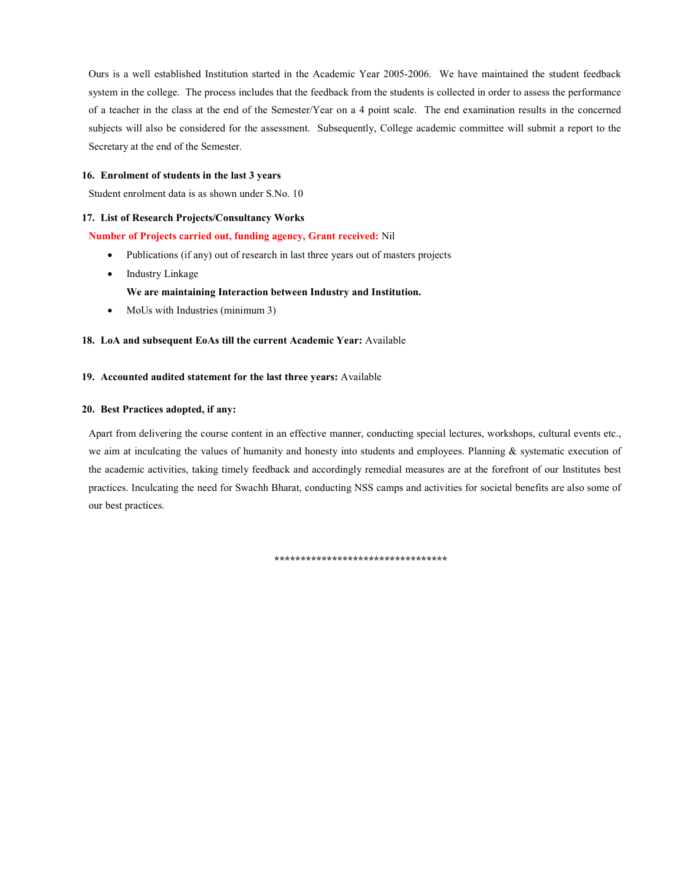Ours is a well established Institution started in the Academic Year 2005-2006. We have maintained the student feedback system in the college. The process includes that the feedback from the students is collected in order to assess the performance of a teacher in the class at the end of the Semester/Year on a 4 point scale. The end examination results in the concerned subjects will also be considered for the assessment. Subsequently, College academic committee will submit a report to the Secretary at the end of the Semester.

**16. Enrolment of students in the last 3 years**

Student enrolment data is as shown under S.No. 10

**17. List of Research Projects/Consultancy Works**

**Number of Projects carried out, funding agency, Grant received:** Nil

- Publications (if any) out of research in last three years out of masters projects
- Industry Linkage

  **We are maintaining Interaction between Industry and Institution.**
- MoUs with Industries (minimum 3)

**18. LoA and subsequent EoAs till the current Academic Year:** Available

**19. Accounted audited statement for the last three years:** Available

**20. Best Practices adopted, if any:**

Apart from delivering the course content in an effective manner, conducting special lectures, workshops, cultural events etc., we aim at inculcating the values of humanity and honesty into students and employees. Planning & systematic execution of the academic activities, taking timely feedback and accordingly remedial measures are at the forefront of our Institutes best practices. Inculcating the need for Swachh Bharat, conducting NSS camps and activities for societal benefits are also some of our best practices.

*********************************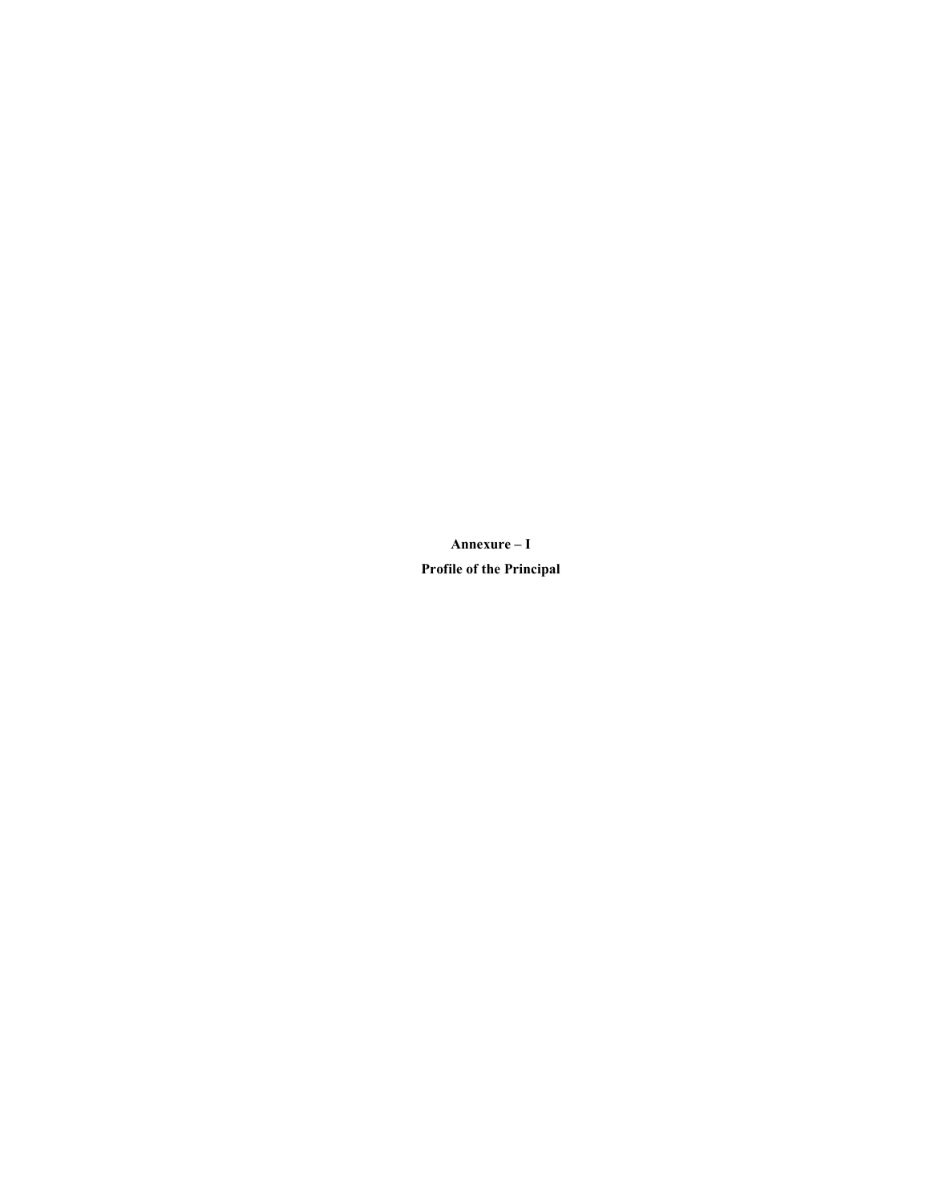# Annexure – I

## Profile of the Principal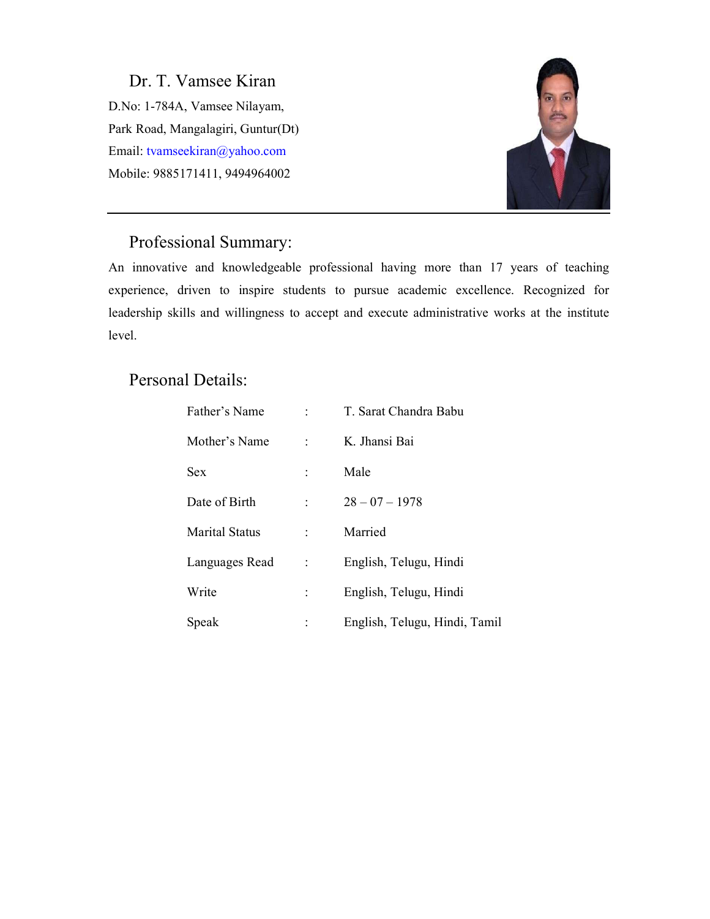## Dr. T. Vamsee Kiran

D.No: 1-784A, Vamsee Nilayam,
Park Road, Mangalagiri, Guntur(Dt)
Email: tvamseekiran@yahoo.com
Mobile: 9885171411, 9494964002

---

## Professional Summary:

An innovative and knowledgeable professional having more than 17 years of teaching experience, driven to inspire students to pursue academic excellence. Recognized for leadership skills and willingness to accept and execute administrative works at the institute level.

## Personal Details:

| | | |
|---|---|---|
| Father's Name | : | T. Sarat Chandra Babu |
| Mother's Name | : | K. Jhansi Bai |
| Sex | : | Male |
| Date of Birth | : | 28 – 07 – 1978 |
| Marital Status | : | Married |
| Languages Read | : | English, Telugu, Hindi |
| Write | : | English, Telugu, Hindi |
| Speak | : | English, Telugu, Hindi, Tamil |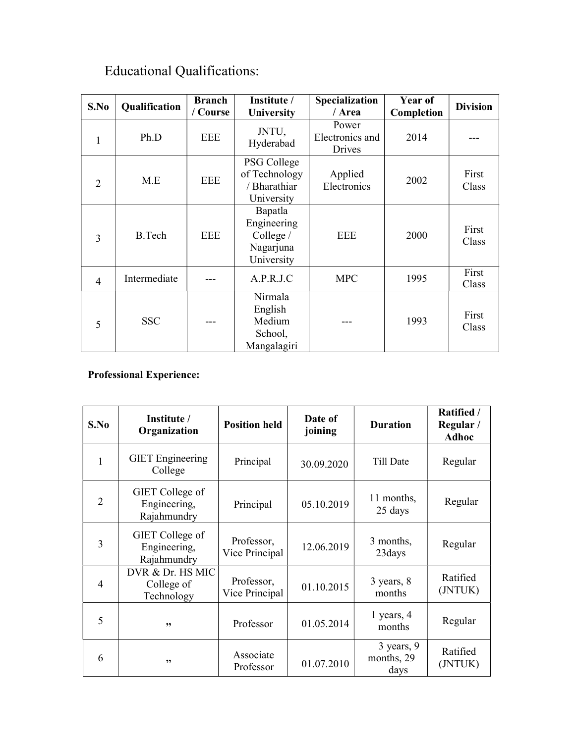# Educational Qualifications:

| S.No | Qualification | Branch / Course | Institute / University | Specialization / Area | Year of Completion | Division |
|---|---|---|---|---|---|---|
| 1 | Ph.D | EEE | JNTU, Hyderabad | Power Electronics and Drives | 2014 | --- |
| 2 | M.E | EEE | PSG College of Technology / Bharathiar University | Applied Electronics | 2002 | First Class |
| 3 | B.Tech | EEE | Bapatla Engineering College / Nagarjuna University | EEE | 2000 | First Class |
| 4 | Intermediate | --- | A.P.R.J.C | MPC | 1995 | First Class |
| 5 | SSC | --- | Nirmala English Medium School, Mangalagiri | --- | 1993 | First Class |

**Professional Experience:**

| S.No | Institute / Organization | Position held | Date of joining | Duration | Ratified / Regular / Adhoc |
|---|---|---|---|---|---|
| 1 | GIET Engineering College | Principal | 30.09.2020 | Till Date | Regular |
| 2 | GIET College of Engineering, Rajahmundry | Principal | 05.10.2019 | 11 months, 25 days | Regular |
| 3 | GIET College of Engineering, Rajahmundry | Professor, Vice Principal | 12.06.2019 | 3 months, 23days | Regular |
| 4 | DVR & Dr. HS MIC College of Technology | Professor, Vice Principal | 01.10.2015 | 3 years, 8 months | Ratified (JNTUK) |
| 5 | ,, | Professor | 01.05.2014 | 1 years, 4 months | Regular |
| 6 | ,, | Associate Professor | 01.07.2010 | 3 years, 9 months, 29 days | Ratified (JNTUK) |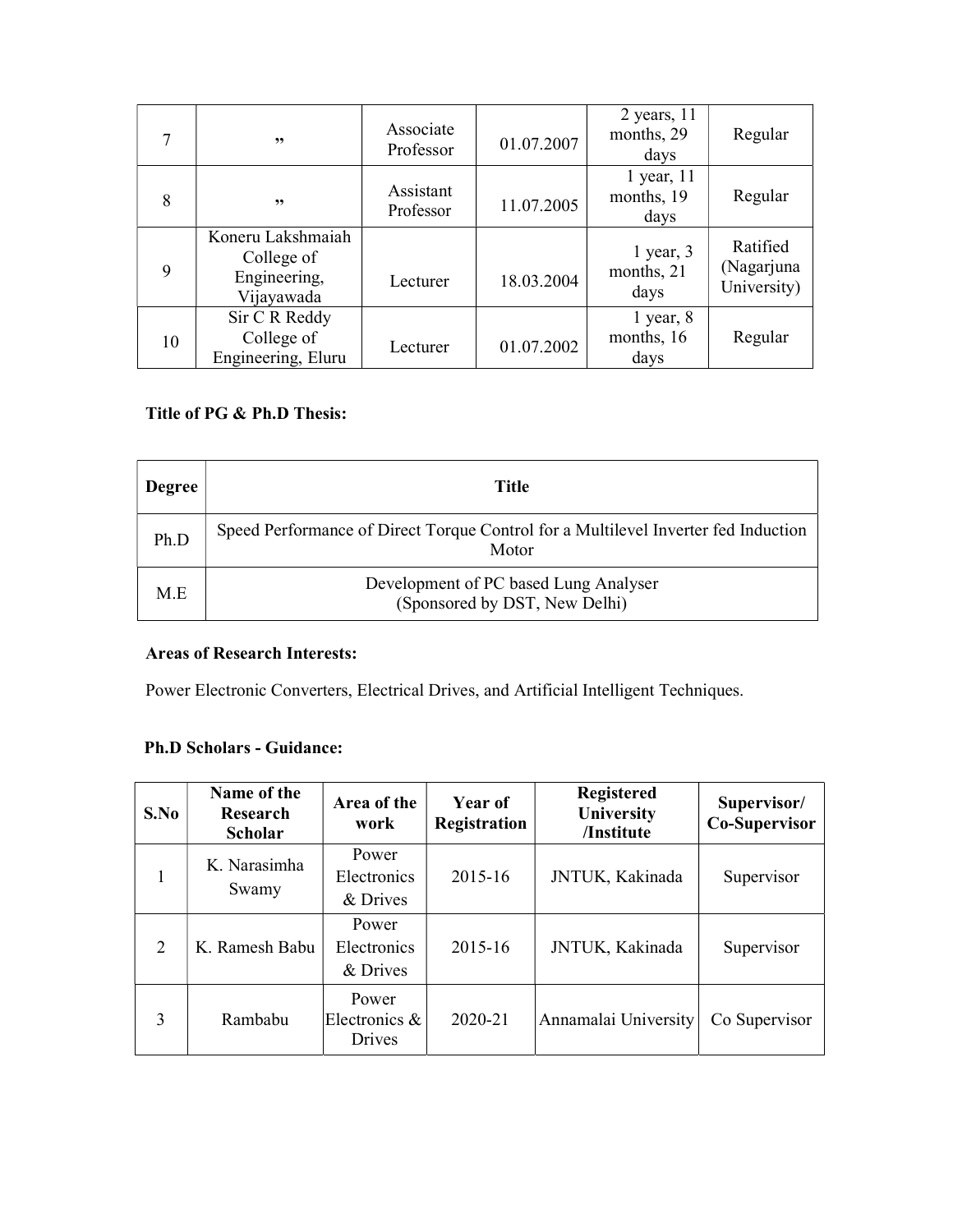| 7 | ” | Associate Professor | 01.07.2007 | 2 years, 11 months, 29 days | Regular |
|---|---|---|---|---|---|
| 8 | ” | Assistant Professor | 11.07.2005 | 1 year, 11 months, 19 days | Regular |
| 9 | Koneru Lakshmaiah College of Engineering, Vijayawada | Lecturer | 18.03.2004 | 1 year, 3 months, 21 days | Ratified (Nagarjuna University) |
| 10 | Sir C R Reddy College of Engineering, Eluru | Lecturer | 01.07.2002 | 1 year, 8 months, 16 days | Regular |

**Title of PG & Ph.D Thesis:**

| Degree | Title |
|---|---|
| Ph.D | Speed Performance of Direct Torque Control for a Multilevel Inverter fed Induction Motor |
| M.E | Development of PC based Lung Analyser (Sponsored by DST, New Delhi) |

**Areas of Research Interests:**

Power Electronic Converters, Electrical Drives, and Artificial Intelligent Techniques.

**Ph.D Scholars - Guidance:**

| S.No | Name of the Research Scholar | Area of the work | Year of Registration | Registered University /Institute | Supervisor/ Co-Supervisor |
|---|---|---|---|---|---|
| 1 | K. Narasimha Swamy | Power Electronics & Drives | 2015-16 | JNTUK, Kakinada | Supervisor |
| 2 | K. Ramesh Babu | Power Electronics & Drives | 2015-16 | JNTUK, Kakinada | Supervisor |
| 3 | Rambabu | Power Electronics & Drives | 2020-21 | Annamalai University | Co Supervisor |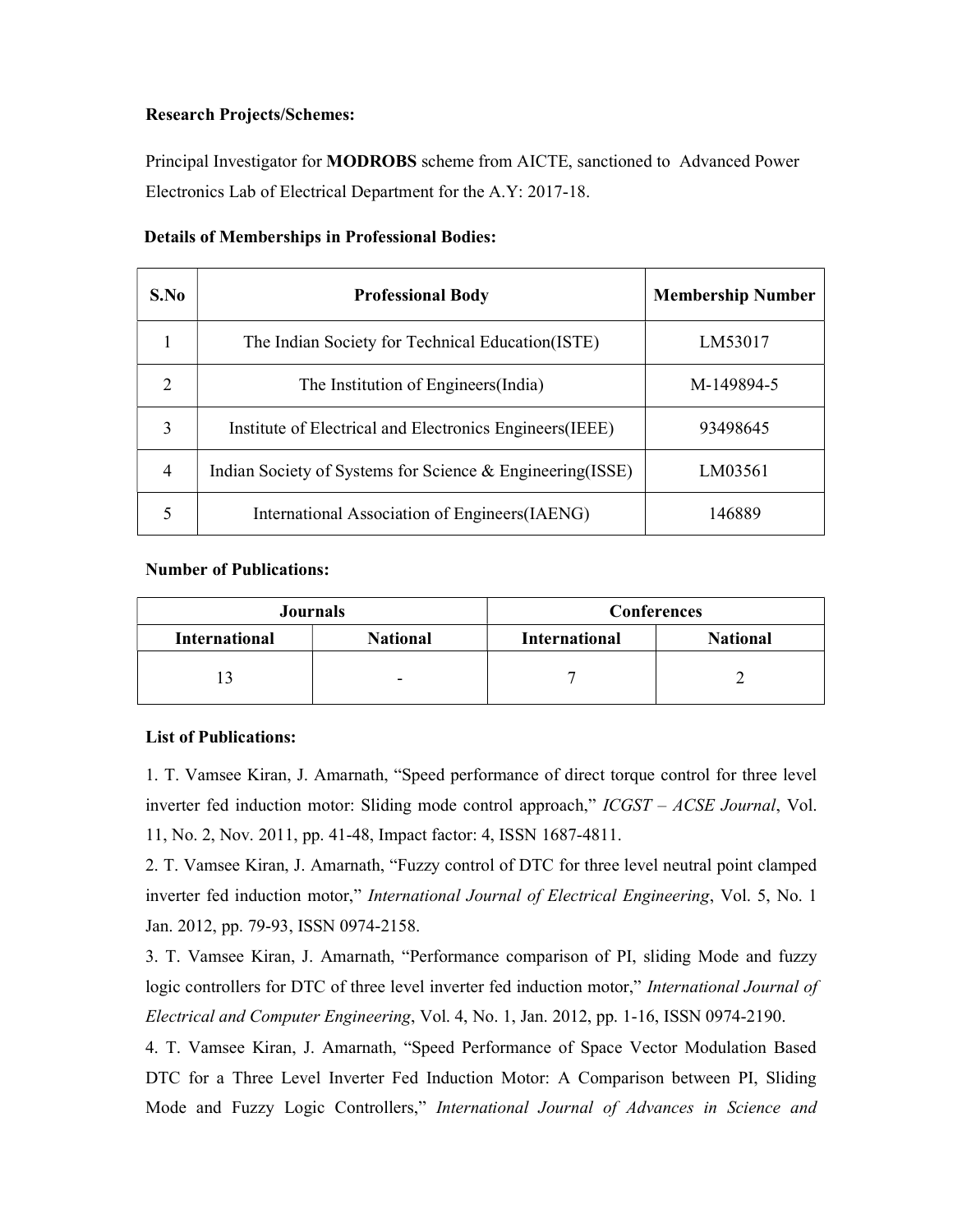**Research Projects/Schemes:**

Principal Investigator for **MODROBS** scheme from AICTE, sanctioned to Advanced Power Electronics Lab of Electrical Department for the A.Y: 2017-18.

**Details of Memberships in Professional Bodies:**

| S.No | Professional Body | Membership Number |
|---|---|---|
| 1 | The Indian Society for Technical Education(ISTE) | LM53017 |
| 2 | The Institution of Engineers(India) | M-149894-5 |
| 3 | Institute of Electrical and Electronics Engineers(IEEE) | 93498645 |
| 4 | Indian Society of Systems for Science & Engineering(ISSE) | LM03561 |
| 5 | International Association of Engineers(IAENG) | 146889 |

**Number of Publications:**

| Journals | | Conferences | |
|---|---|---|---|
| International | National | International | National |
| 13 | - | 7 | 2 |

**List of Publications:**

1. T. Vamsee Kiran, J. Amarnath, "Speed performance of direct torque control for three level inverter fed induction motor: Sliding mode control approach," *ICGST – ACSE Journal*, Vol. 11, No. 2, Nov. 2011, pp. 41-48, Impact factor: 4, ISSN 1687-4811.

2. T. Vamsee Kiran, J. Amarnath, "Fuzzy control of DTC for three level neutral point clamped inverter fed induction motor," *International Journal of Electrical Engineering*, Vol. 5, No. 1 Jan. 2012, pp. 79-93, ISSN 0974-2158.

3. T. Vamsee Kiran, J. Amarnath, "Performance comparison of PI, sliding Mode and fuzzy logic controllers for DTC of three level inverter fed induction motor," *International Journal of Electrical and Computer Engineering*, Vol. 4, No. 1, Jan. 2012, pp. 1-16, ISSN 0974-2190.

4. T. Vamsee Kiran, J. Amarnath, "Speed Performance of Space Vector Modulation Based DTC for a Three Level Inverter Fed Induction Motor: A Comparison between PI, Sliding Mode and Fuzzy Logic Controllers," *International Journal of Advances in Science and*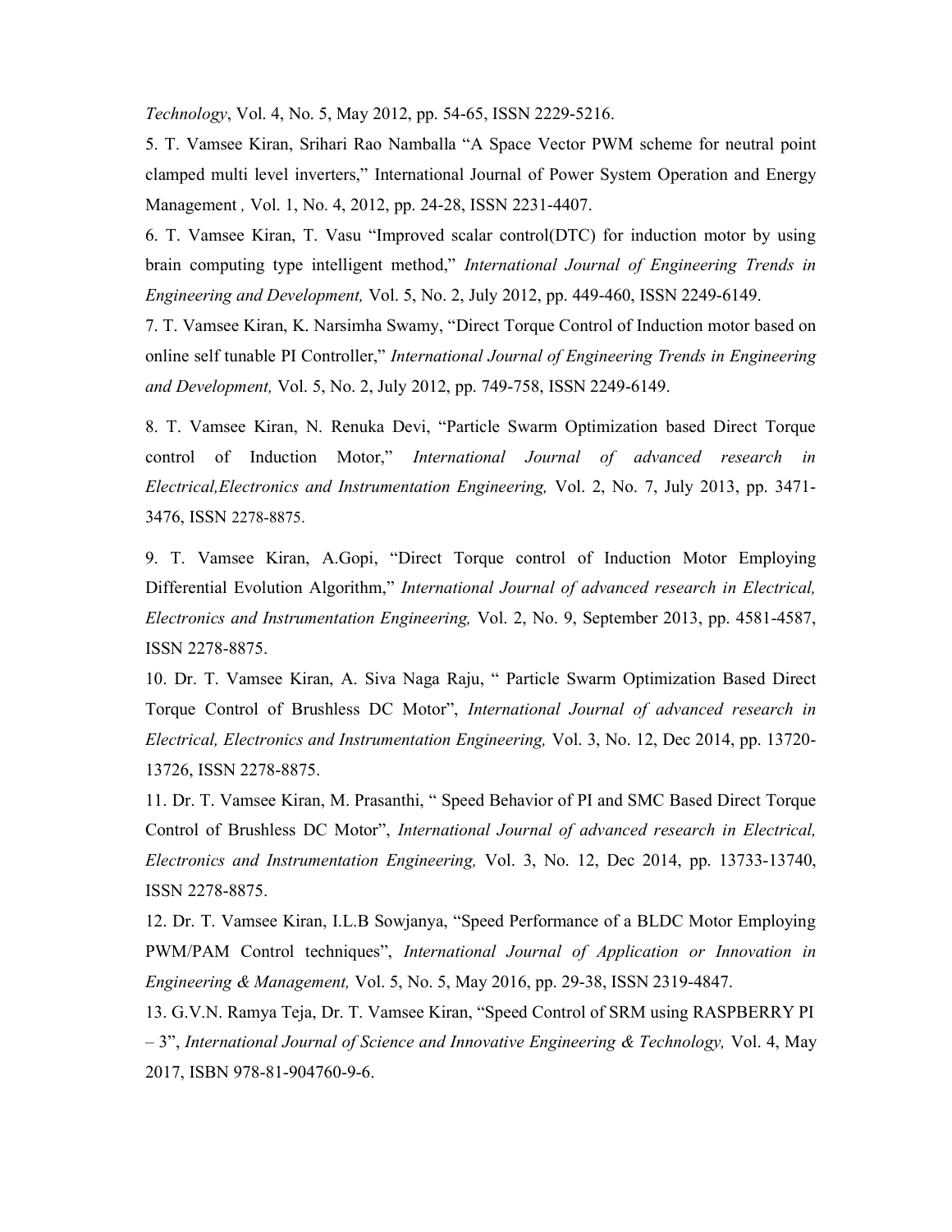*Technology*, Vol. 4, No. 5, May 2012, pp. 54-65, ISSN 2229-5216.

5. T. Vamsee Kiran, Srihari Rao Namballa "A Space Vector PWM scheme for neutral point clamped multi level inverters," International Journal of Power System Operation and Energy Management *,* Vol. 1, No. 4, 2012, pp. 24-28, ISSN 2231-4407.

6. T. Vamsee Kiran, T. Vasu "Improved scalar control(DTC) for induction motor by using brain computing type intelligent method," *International Journal of Engineering Trends in Engineering and Development,* Vol. 5, No. 2, July 2012, pp. 449-460, ISSN 2249-6149.

7. T. Vamsee Kiran, K. Narsimha Swamy, "Direct Torque Control of Induction motor based on online self tunable PI Controller," *International Journal of Engineering Trends in Engineering and Development,* Vol. 5, No. 2, July 2012, pp. 749-758, ISSN 2249-6149.

8. T. Vamsee Kiran, N. Renuka Devi, "Particle Swarm Optimization based Direct Torque control of Induction Motor," *International Journal of advanced research in Electrical,Electronics and Instrumentation Engineering,* Vol. 2, No. 7, July 2013, pp. 3471-3476, ISSN 2278-8875.

9. T. Vamsee Kiran, A.Gopi, "Direct Torque control of Induction Motor Employing Differential Evolution Algorithm," *International Journal of advanced research in Electrical, Electronics and Instrumentation Engineering,* Vol. 2, No. 9, September 2013, pp. 4581-4587, ISSN 2278-8875.

10. Dr. T. Vamsee Kiran, A. Siva Naga Raju, " Particle Swarm Optimization Based Direct Torque Control of Brushless DC Motor", *International Journal of advanced research in Electrical, Electronics and Instrumentation Engineering,* Vol. 3, No. 12, Dec 2014, pp. 13720-13726, ISSN 2278-8875.

11. Dr. T. Vamsee Kiran, M. Prasanthi, " Speed Behavior of PI and SMC Based Direct Torque Control of Brushless DC Motor", *International Journal of advanced research in Electrical, Electronics and Instrumentation Engineering,* Vol. 3, No. 12, Dec 2014, pp. 13733-13740, ISSN 2278-8875.

12. Dr. T. Vamsee Kiran, I.L.B Sowjanya, "Speed Performance of a BLDC Motor Employing PWM/PAM Control techniques", *International Journal of Application or Innovation in Engineering & Management,* Vol. 5, No. 5, May 2016, pp. 29-38, ISSN 2319-4847.

13. G.V.N. Ramya Teja, Dr. T. Vamsee Kiran, "Speed Control of SRM using RASPBERRY PI – 3", *International Journal of Science and Innovative Engineering & Technology,* Vol. 4, May 2017, ISBN 978-81-904760-9-6.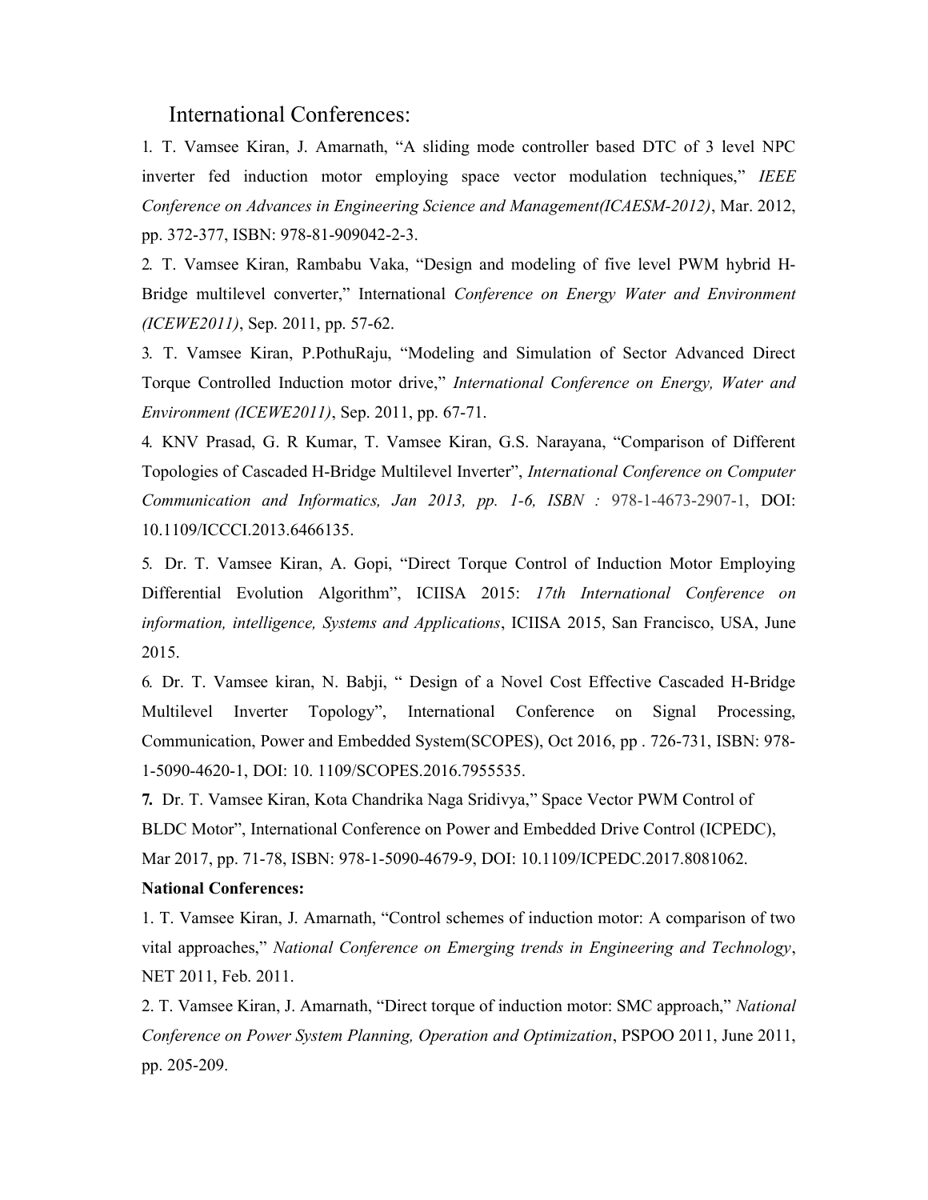## International Conferences:

1. T. Vamsee Kiran, J. Amarnath, "A sliding mode controller based DTC of 3 level NPC inverter fed induction motor employing space vector modulation techniques," *IEEE Conference on Advances in Engineering Science and Management(ICAESM-2012)*, Mar. 2012, pp. 372-377, ISBN: 978-81-909042-2-3.
2. T. Vamsee Kiran, Rambabu Vaka, "Design and modeling of five level PWM hybrid H-Bridge multilevel converter," International *Conference on Energy Water and Environment (ICEWE2011)*, Sep. 2011, pp. 57-62.
3. T. Vamsee Kiran, P.PothuRaju, "Modeling and Simulation of Sector Advanced Direct Torque Controlled Induction motor drive," *International Conference on Energy, Water and Environment (ICEWE2011)*, Sep. 2011, pp. 67-71.
4. KNV Prasad, G. R Kumar, T. Vamsee Kiran, G.S. Narayana, "Comparison of Different Topologies of Cascaded H-Bridge Multilevel Inverter", *International Conference on Computer Communication and Informatics, Jan 2013, pp. 1-6, ISBN :* 978-1-4673-2907-1, DOI: 10.1109/ICCCI.2013.6466135.
5. Dr. T. Vamsee Kiran, A. Gopi, "Direct Torque Control of Induction Motor Employing Differential Evolution Algorithm", ICIISA 2015: *17th International Conference on information, intelligence, Systems and Applications*, ICIISA 2015, San Francisco, USA, June 2015.
6. Dr. T. Vamsee kiran, N. Babji, " Design of a Novel Cost Effective Cascaded H-Bridge Multilevel Inverter Topology", International Conference on Signal Processing, Communication, Power and Embedded System(SCOPES), Oct 2016, pp . 726-731, ISBN: 978-1-5090-4620-1, DOI: 10. 1109/SCOPES.2016.7955535.
7. Dr. T. Vamsee Kiran, Kota Chandrika Naga Sridivya," Space Vector PWM Control of BLDC Motor", International Conference on Power and Embedded Drive Control (ICPEDC), Mar 2017, pp. 71-78, ISBN: 978-1-5090-4679-9, DOI: 10.1109/ICPEDC.2017.8081062.

**National Conferences:**

1. T. Vamsee Kiran, J. Amarnath, "Control schemes of induction motor: A comparison of two vital approaches," *National Conference on Emerging trends in Engineering and Technology*, NET 2011, Feb. 2011.
2. T. Vamsee Kiran, J. Amarnath, "Direct torque of induction motor: SMC approach," *National Conference on Power System Planning, Operation and Optimization*, PSPOO 2011, June 2011, pp. 205-209.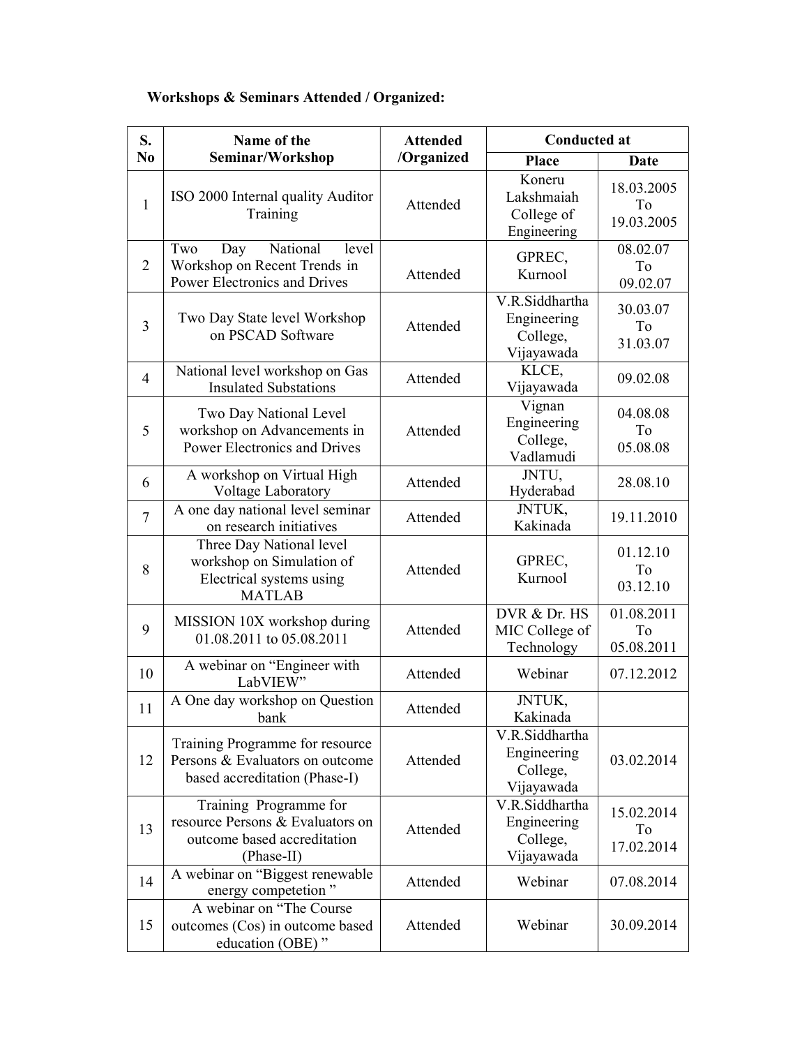**Workshops & Seminars Attended / Organized:**

| S. No | Name of the Seminar/Workshop | Attended /Organized | Conducted at | |
|---|---|---|---|---|
| | | | Place | Date |
| 1 | ISO 2000 Internal quality Auditor Training | Attended | Koneru Lakshmaiah College of Engineering | 18.03.2005 To 19.03.2005 |
| 2 | Two Day National level Workshop on Recent Trends in Power Electronics and Drives | Attended | GPREC, Kurnool | 08.02.07 To 09.02.07 |
| 3 | Two Day State level Workshop on PSCAD Software | Attended | V.R.Siddhartha Engineering College, Vijayawada | 30.03.07 To 31.03.07 |
| 4 | National level workshop on Gas Insulated Substations | Attended | KLCE, Vijayawada | 09.02.08 |
| 5 | Two Day National Level workshop on Advancements in Power Electronics and Drives | Attended | Vignan Engineering College, Vadlamudi | 04.08.08 To 05.08.08 |
| 6 | A workshop on Virtual High Voltage Laboratory | Attended | JNTU, Hyderabad | 28.08.10 |
| 7 | A one day national level seminar on research initiatives | Attended | JNTUK, Kakinada | 19.11.2010 |
| 8 | Three Day National level workshop on Simulation of Electrical systems using MATLAB | Attended | GPREC, Kurnool | 01.12.10 To 03.12.10 |
| 9 | MISSION 10X workshop during 01.08.2011 to 05.08.2011 | Attended | DVR & Dr. HS MIC College of Technology | 01.08.2011 To 05.08.2011 |
| 10 | A webinar on "Engineer with LabVIEW" | Attended | Webinar | 07.12.2012 |
| 11 | A One day workshop on Question bank | Attended | JNTUK, Kakinada | |
| 12 | Training Programme for resource Persons & Evaluators on outcome based accreditation (Phase-I) | Attended | V.R.Siddhartha Engineering College, Vijayawada | 03.02.2014 |
| 13 | Training Programme for resource Persons & Evaluators on outcome based accreditation (Phase-II) | Attended | V.R.Siddhartha Engineering College, Vijayawada | 15.02.2014 To 17.02.2014 |
| 14 | A webinar on "Biggest renewable energy competetion " | Attended | Webinar | 07.08.2014 |
| 15 | A webinar on "The Course outcomes (Cos) in outcome based education (OBE) " | Attended | Webinar | 30.09.2014 |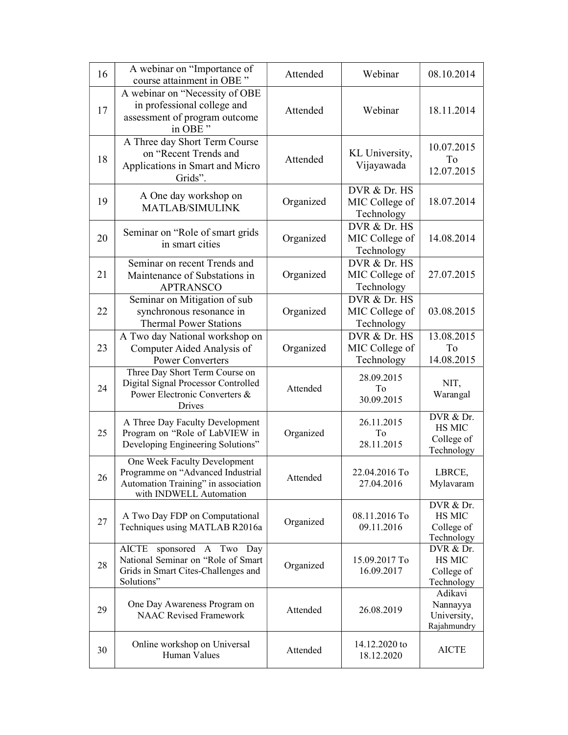| 16 | A webinar on "Importance of course attainment in OBE " | Attended | Webinar | 08.10.2014 |
|---|---|---|---|---|
| 17 | A webinar on "Necessity of OBE in professional college and assessment of program outcome in OBE " | Attended | Webinar | 18.11.2014 |
| 18 | A Three day Short Term Course on "Recent Trends and Applications in Smart and Micro Grids". | Attended | KL University, Vijayawada | 10.07.2015 To 12.07.2015 |
| 19 | A One day workshop on MATLAB/SIMULINK | Organized | DVR & Dr. HS MIC College of Technology | 18.07.2014 |
| 20 | Seminar on "Role of smart grids in smart cities | Organized | DVR & Dr. HS MIC College of Technology | 14.08.2014 |
| 21 | Seminar on recent Trends and Maintenance of Substations in APTRANSCO | Organized | DVR & Dr. HS MIC College of Technology | 27.07.2015 |
| 22 | Seminar on Mitigation of sub synchronous resonance in Thermal Power Stations | Organized | DVR & Dr. HS MIC College of Technology | 03.08.2015 |
| 23 | A Two day National workshop on Computer Aided Analysis of Power Converters | Organized | DVR & Dr. HS MIC College of Technology | 13.08.2015 To 14.08.2015 |
| 24 | Three Day Short Term Course on Digital Signal Processor Controlled Power Electronic Converters & Drives | Attended | 28.09.2015 To 30.09.2015 | NIT, Warangal |
| 25 | A Three Day Faculty Development Program on "Role of LabVIEW in Developing Engineering Solutions" | Organized | 26.11.2015 To 28.11.2015 | DVR & Dr. HS MIC College of Technology |
| 26 | One Week Faculty Development Programme on "Advanced Industrial Automation Training" in association with INDWELL Automation | Attended | 22.04.2016 To 27.04.2016 | LBRCE, Mylavaram |
| 27 | A Two Day FDP on Computational Techniques using MATLAB R2016a | Organized | 08.11.2016 To 09.11.2016 | DVR & Dr. HS MIC College of Technology |
| 28 | AICTE sponsored A Two Day National Seminar on "Role of Smart Grids in Smart Cites-Challenges and Solutions" | Organized | 15.09.2017 To 16.09.2017 | DVR & Dr. HS MIC College of Technology |
| 29 | One Day Awareness Program on NAAC Revised Framework | Attended | 26.08.2019 | Adikavi Nannayya University, Rajahmundry |
| 30 | Online workshop on Universal Human Values | Attended | 14.12.2020 to 18.12.2020 | AICTE |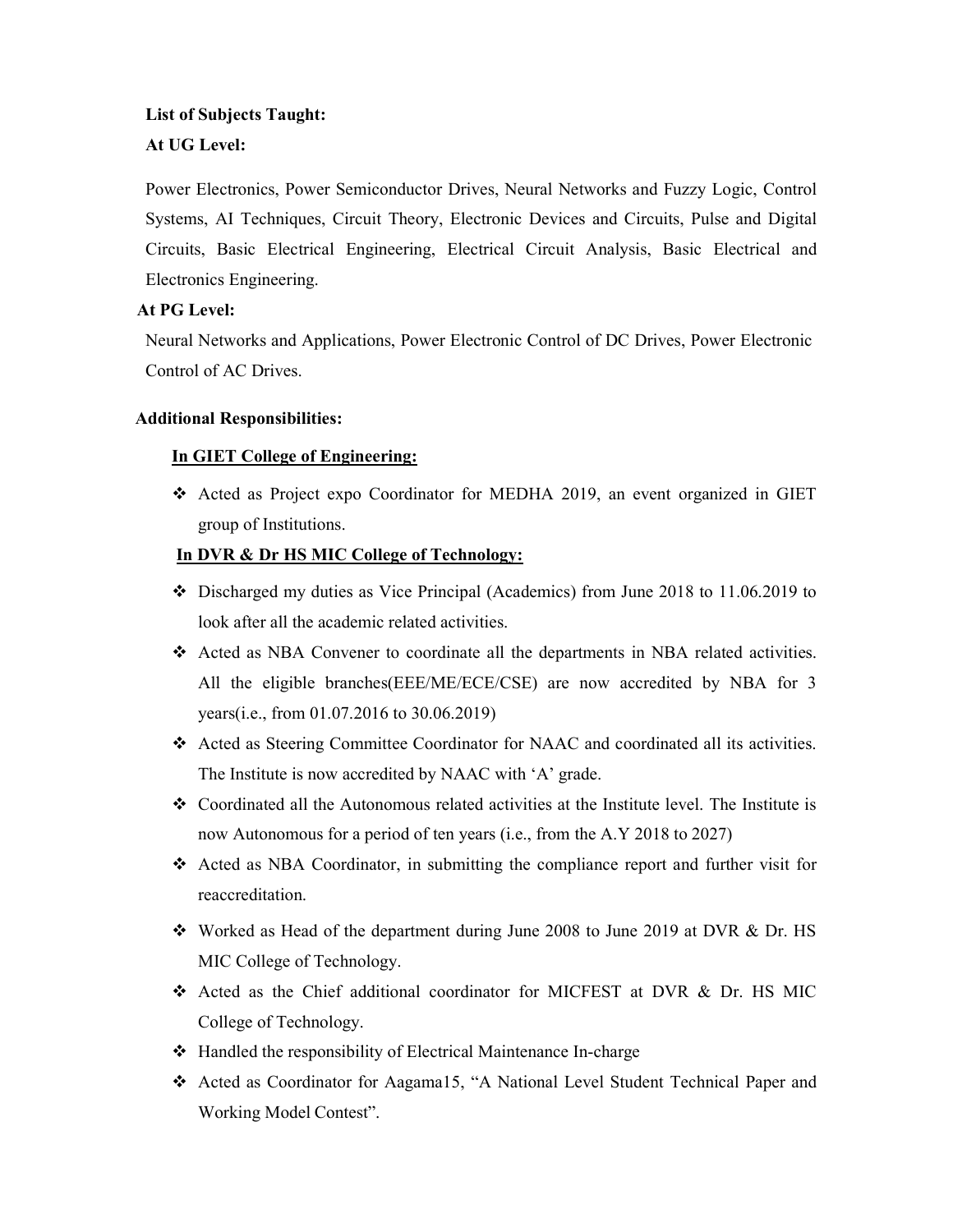**List of Subjects Taught:**

**At UG Level:**

Power Electronics, Power Semiconductor Drives, Neural Networks and Fuzzy Logic, Control Systems, AI Techniques, Circuit Theory, Electronic Devices and Circuits, Pulse and Digital Circuits, Basic Electrical Engineering, Electrical Circuit Analysis, Basic Electrical and Electronics Engineering.

**At PG Level:**

Neural Networks and Applications, Power Electronic Control of DC Drives, Power Electronic Control of AC Drives.

**Additional Responsibilities:**

**In GIET College of Engineering:**

- Acted as Project expo Coordinator for MEDHA 2019, an event organized in GIET group of Institutions.

**In DVR & Dr HS MIC College of Technology:**

- Discharged my duties as Vice Principal (Academics) from June 2018 to 11.06.2019 to look after all the academic related activities.
- Acted as NBA Convener to coordinate all the departments in NBA related activities. All the eligible branches(EEE/ME/ECE/CSE) are now accredited by NBA for 3 years(i.e., from 01.07.2016 to 30.06.2019)
- Acted as Steering Committee Coordinator for NAAC and coordinated all its activities. The Institute is now accredited by NAAC with 'A' grade.
- Coordinated all the Autonomous related activities at the Institute level. The Institute is now Autonomous for a period of ten years (i.e., from the A.Y 2018 to 2027)
- Acted as NBA Coordinator, in submitting the compliance report and further visit for reaccreditation.
- Worked as Head of the department during June 2008 to June 2019 at DVR & Dr. HS MIC College of Technology.
- Acted as the Chief additional coordinator for MICFEST at DVR & Dr. HS MIC College of Technology.
- Handled the responsibility of Electrical Maintenance In-charge
- Acted as Coordinator for Aagama15, "A National Level Student Technical Paper and Working Model Contest".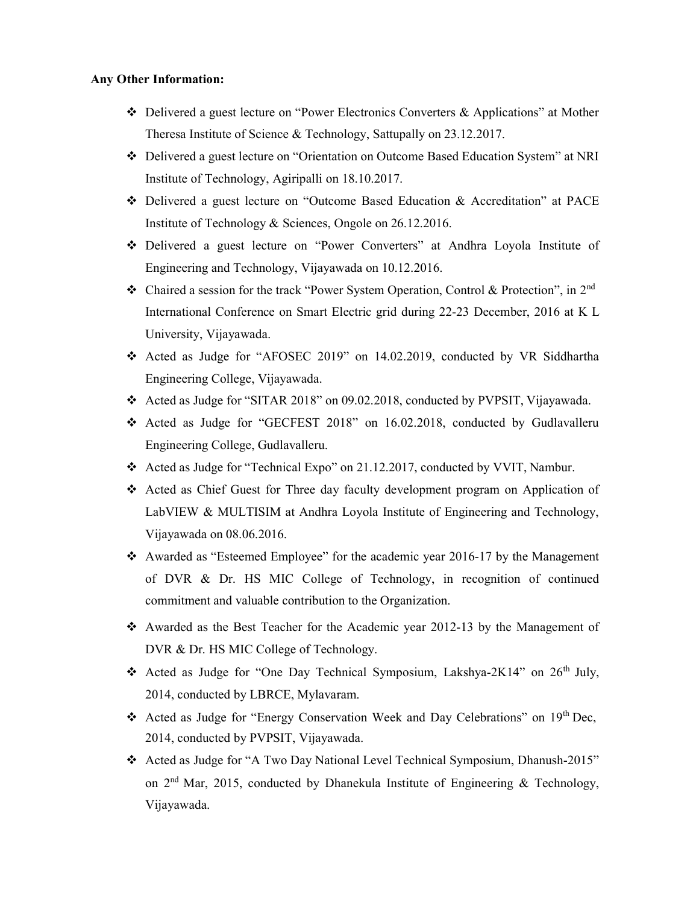**Any Other Information:**

- Delivered a guest lecture on "Power Electronics Converters & Applications" at Mother Theresa Institute of Science & Technology, Sattupally on 23.12.2017.
- Delivered a guest lecture on "Orientation on Outcome Based Education System" at NRI Institute of Technology, Agiripalli on 18.10.2017.
- Delivered a guest lecture on "Outcome Based Education & Accreditation" at PACE Institute of Technology & Sciences, Ongole on 26.12.2016.
- Delivered a guest lecture on "Power Converters" at Andhra Loyola Institute of Engineering and Technology, Vijayawada on 10.12.2016.
- Chaired a session for the track "Power System Operation, Control & Protection", in 2nd International Conference on Smart Electric grid during 22-23 December, 2016 at K L University, Vijayawada.
- Acted as Judge for "AFOSEC 2019" on 14.02.2019, conducted by VR Siddhartha Engineering College, Vijayawada.
- Acted as Judge for "SITAR 2018" on 09.02.2018, conducted by PVPSIT, Vijayawada.
- Acted as Judge for "GECFEST 2018" on 16.02.2018, conducted by Gudlavalleru Engineering College, Gudlavalleru.
- Acted as Judge for "Technical Expo" on 21.12.2017, conducted by VVIT, Nambur.
- Acted as Chief Guest for Three day faculty development program on Application of LabVIEW & MULTISIM at Andhra Loyola Institute of Engineering and Technology, Vijayawada on 08.06.2016.
- Awarded as "Esteemed Employee" for the academic year 2016-17 by the Management of DVR & Dr. HS MIC College of Technology, in recognition of continued commitment and valuable contribution to the Organization.
- Awarded as the Best Teacher for the Academic year 2012-13 by the Management of DVR & Dr. HS MIC College of Technology.
- Acted as Judge for "One Day Technical Symposium, Lakshya-2K14" on 26th July, 2014, conducted by LBRCE, Mylavaram.
- Acted as Judge for "Energy Conservation Week and Day Celebrations" on 19th Dec, 2014, conducted by PVPSIT, Vijayawada.
- Acted as Judge for "A Two Day National Level Technical Symposium, Dhanush-2015" on 2nd Mar, 2015, conducted by Dhanekula Institute of Engineering & Technology, Vijayawada.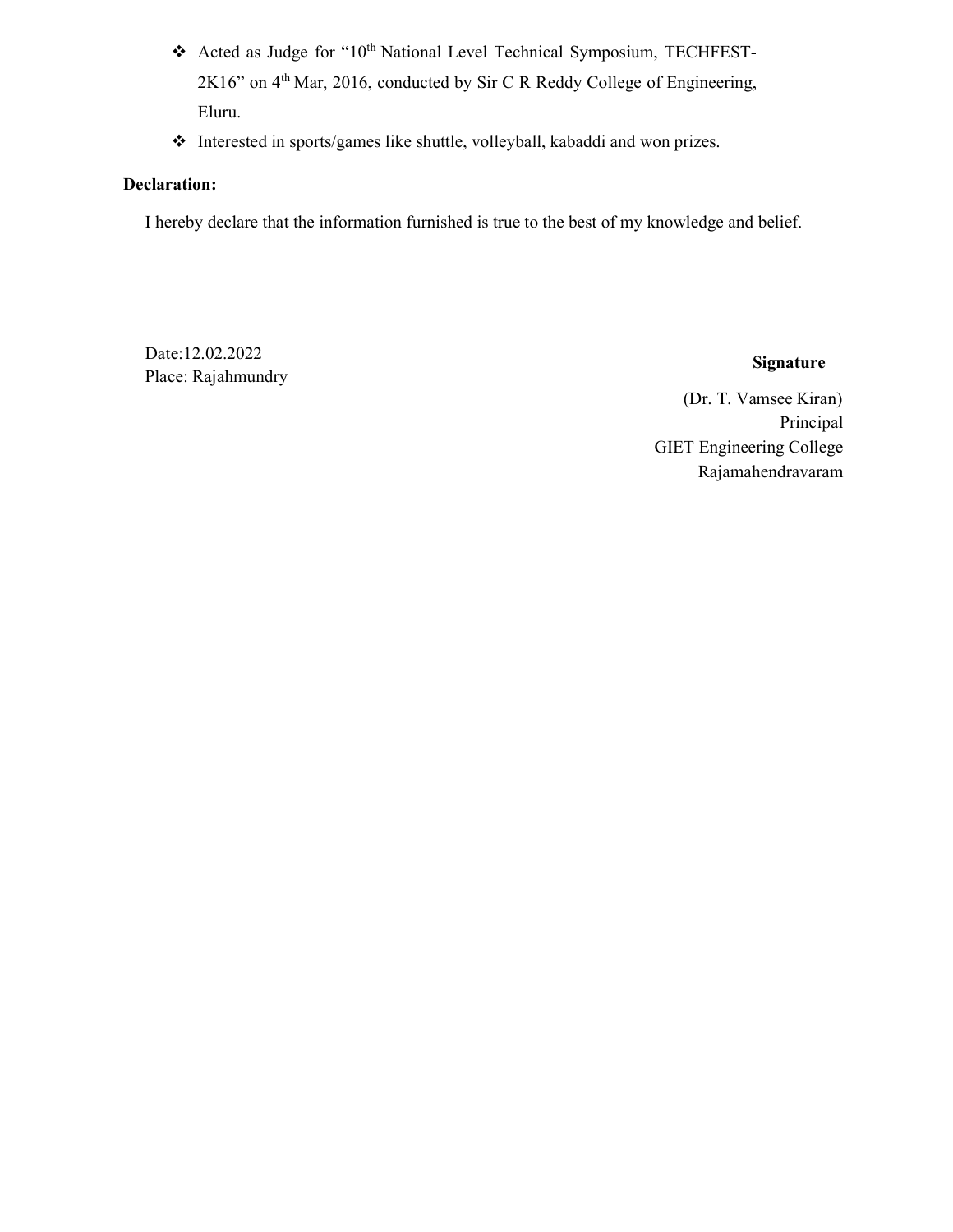- Acted as Judge for "10th National Level Technical Symposium, TECHFEST-2K16" on 4th Mar, 2016, conducted by Sir C R Reddy College of Engineering, Eluru.
- Interested in sports/games like shuttle, volleyball, kabaddi and won prizes.

**Declaration:**

I hereby declare that the information furnished is true to the best of my knowledge and belief.

Date:12.02.2022
Place: Rajahmundry

**Signature**

(Dr. T. Vamsee Kiran)
Principal
GIET Engineering College
Rajamahendravaram